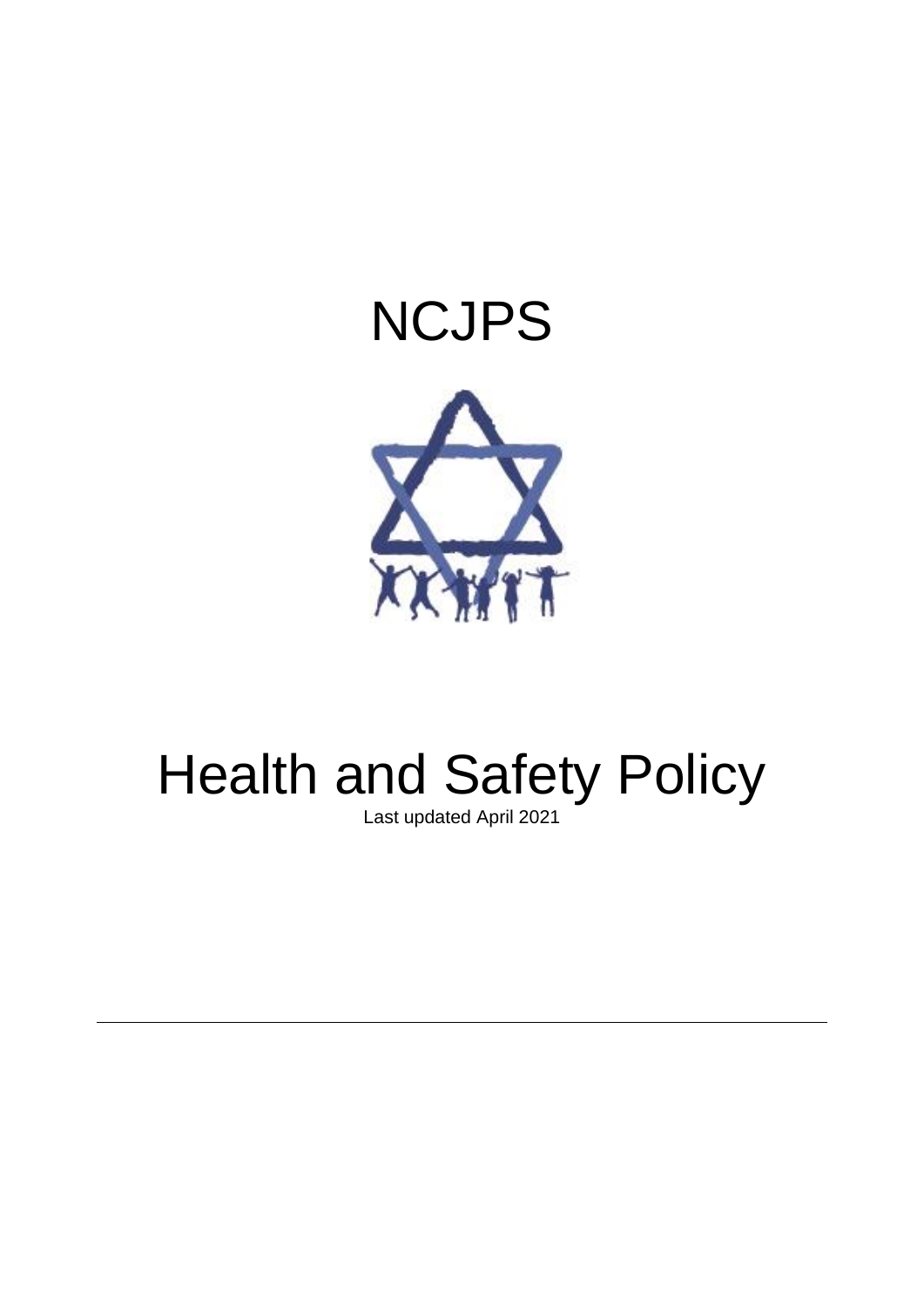# NCJPS

# Health and Safety Policy

Last updated April 2021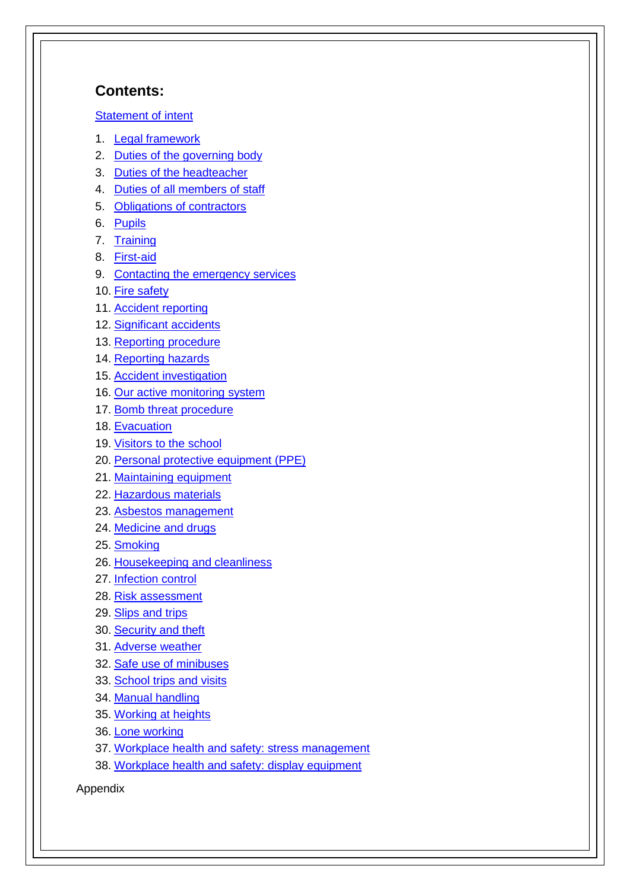## Contents:

Statement of intent

1. Legal framework
2. Duties of the governing body
3. Duties of the headteacher
4. Duties of all members of staff
5. Obligations of contractors
6. Pupils
7. Training
8. First-aid
9. Contacting the emergency services
10. Fire safety
11. Accident reporting
12. Significant accidents
13. Reporting procedure
14. Reporting hazards
15. Accident investigation
16. Our active monitoring system
17. Bomb threat procedure
18. Evacuation
19. Visitors to the school
20. Personal protective equipment (PPE)
21. Maintaining equipment
22. Hazardous materials
23. Asbestos management
24. Medicine and drugs
25. Smoking
26. Housekeeping and cleanliness
27. Infection control
28. Risk assessment
29. Slips and trips
30. Security and theft
31. Adverse weather
32. Safe use of minibuses
33. School trips and visits
34. Manual handling
35. Working at heights
36. Lone working
37. Workplace health and safety: stress management
38. Workplace health and safety: display equipment

Appendix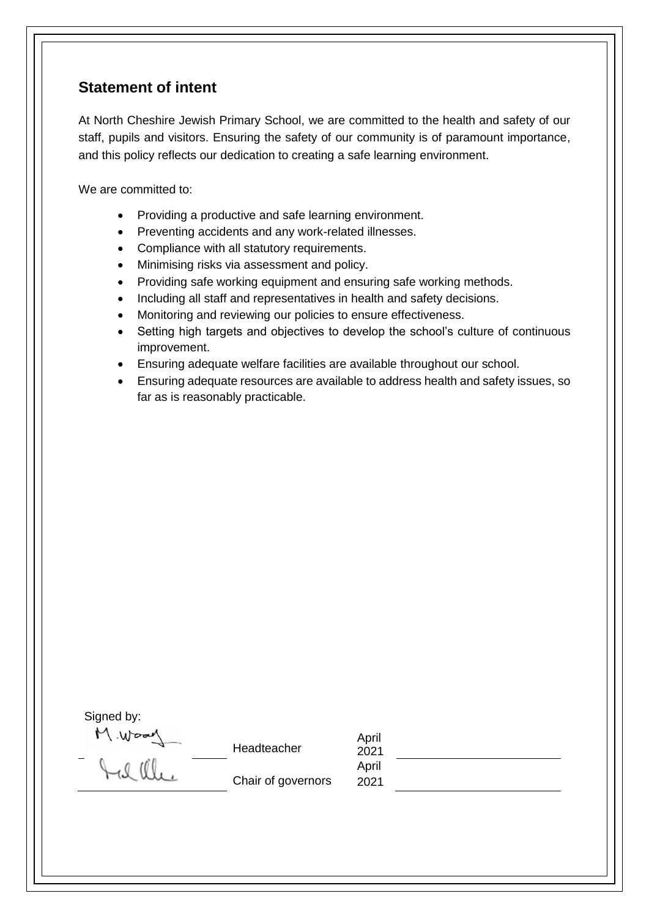## Statement of intent

At North Cheshire Jewish Primary School, we are committed to the health and safety of our staff, pupils and visitors. Ensuring the safety of our community is of paramount importance, and this policy reflects our dedication to creating a safe learning environment.

We are committed to:

- Providing a productive and safe learning environment.
- Preventing accidents and any work-related illnesses.
- Compliance with all statutory requirements.
- Minimising risks via assessment and policy.
- Providing safe working equipment and ensuring safe working methods.
- Including all staff and representatives in health and safety decisions.
- Monitoring and reviewing our policies to ensure effectiveness.
- Setting high targets and objectives to develop the school's culture of continuous improvement.
- Ensuring adequate welfare facilities are available throughout our school.
- Ensuring adequate resources are available to address health and safety issues, so far as is reasonably practicable.

Signed by:

| | | | |
|---|---|---|---|
| M. Wood | Headteacher | April 2021 | |
| | Chair of governors | April 2021 | |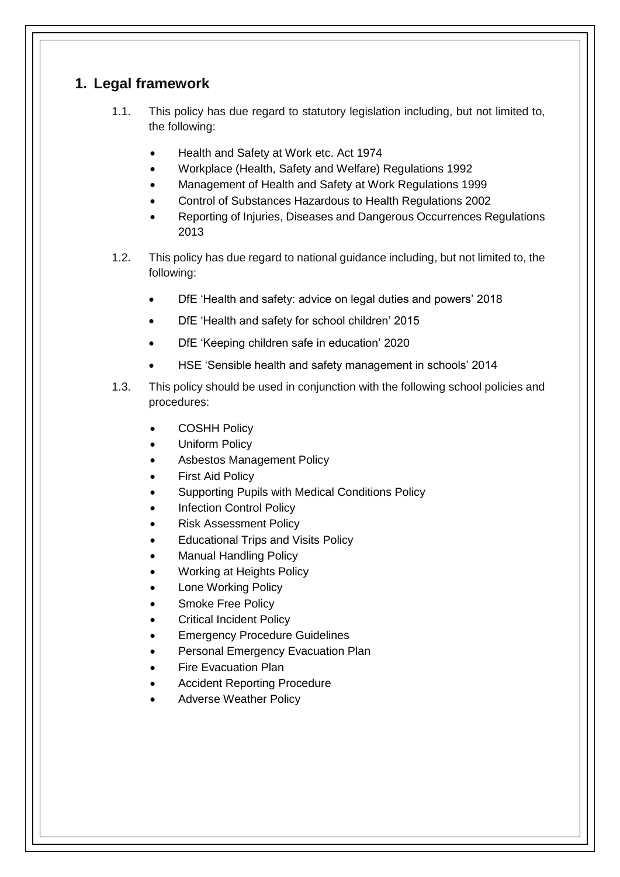## 1. Legal framework

1.1. This policy has due regard to statutory legislation including, but not limited to, the following:

- Health and Safety at Work etc. Act 1974
- Workplace (Health, Safety and Welfare) Regulations 1992
- Management of Health and Safety at Work Regulations 1999
- Control of Substances Hazardous to Health Regulations 2002
- Reporting of Injuries, Diseases and Dangerous Occurrences Regulations 2013

1.2. This policy has due regard to national guidance including, but not limited to, the following:

- DfE 'Health and safety: advice on legal duties and powers' 2018
- DfE 'Health and safety for school children' 2015
- DfE 'Keeping children safe in education' 2020
- HSE 'Sensible health and safety management in schools' 2014

1.3. This policy should be used in conjunction with the following school policies and procedures:

- COSHH Policy
- Uniform Policy
- Asbestos Management Policy
- First Aid Policy
- Supporting Pupils with Medical Conditions Policy
- Infection Control Policy
- Risk Assessment Policy
- Educational Trips and Visits Policy
- Manual Handling Policy
- Working at Heights Policy
- Lone Working Policy
- Smoke Free Policy
- Critical Incident Policy
- Emergency Procedure Guidelines
- Personal Emergency Evacuation Plan
- Fire Evacuation Plan
- Accident Reporting Procedure
- Adverse Weather Policy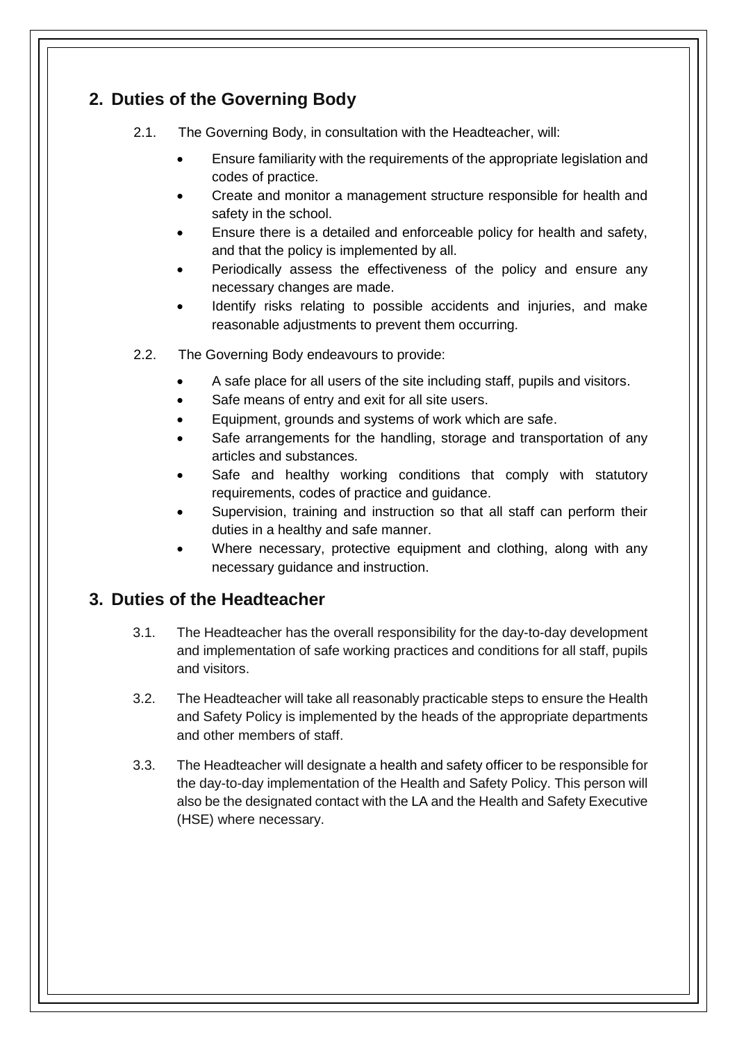## 2. Duties of the Governing Body

2.1. The Governing Body, in consultation with the Headteacher, will:

- Ensure familiarity with the requirements of the appropriate legislation and codes of practice.
- Create and monitor a management structure responsible for health and safety in the school.
- Ensure there is a detailed and enforceable policy for health and safety, and that the policy is implemented by all.
- Periodically assess the effectiveness of the policy and ensure any necessary changes are made.
- Identify risks relating to possible accidents and injuries, and make reasonable adjustments to prevent them occurring.

2.2. The Governing Body endeavours to provide:

- A safe place for all users of the site including staff, pupils and visitors.
- Safe means of entry and exit for all site users.
- Equipment, grounds and systems of work which are safe.
- Safe arrangements for the handling, storage and transportation of any articles and substances.
- Safe and healthy working conditions that comply with statutory requirements, codes of practice and guidance.
- Supervision, training and instruction so that all staff can perform their duties in a healthy and safe manner.
- Where necessary, protective equipment and clothing, along with any necessary guidance and instruction.

## 3. Duties of the Headteacher

3.1. The Headteacher has the overall responsibility for the day-to-day development and implementation of safe working practices and conditions for all staff, pupils and visitors.

3.2. The Headteacher will take all reasonably practicable steps to ensure the Health and Safety Policy is implemented by the heads of the appropriate departments and other members of staff.

3.3. The Headteacher will designate a health and safety officer to be responsible for the day-to-day implementation of the Health and Safety Policy. This person will also be the designated contact with the LA and the Health and Safety Executive (HSE) where necessary.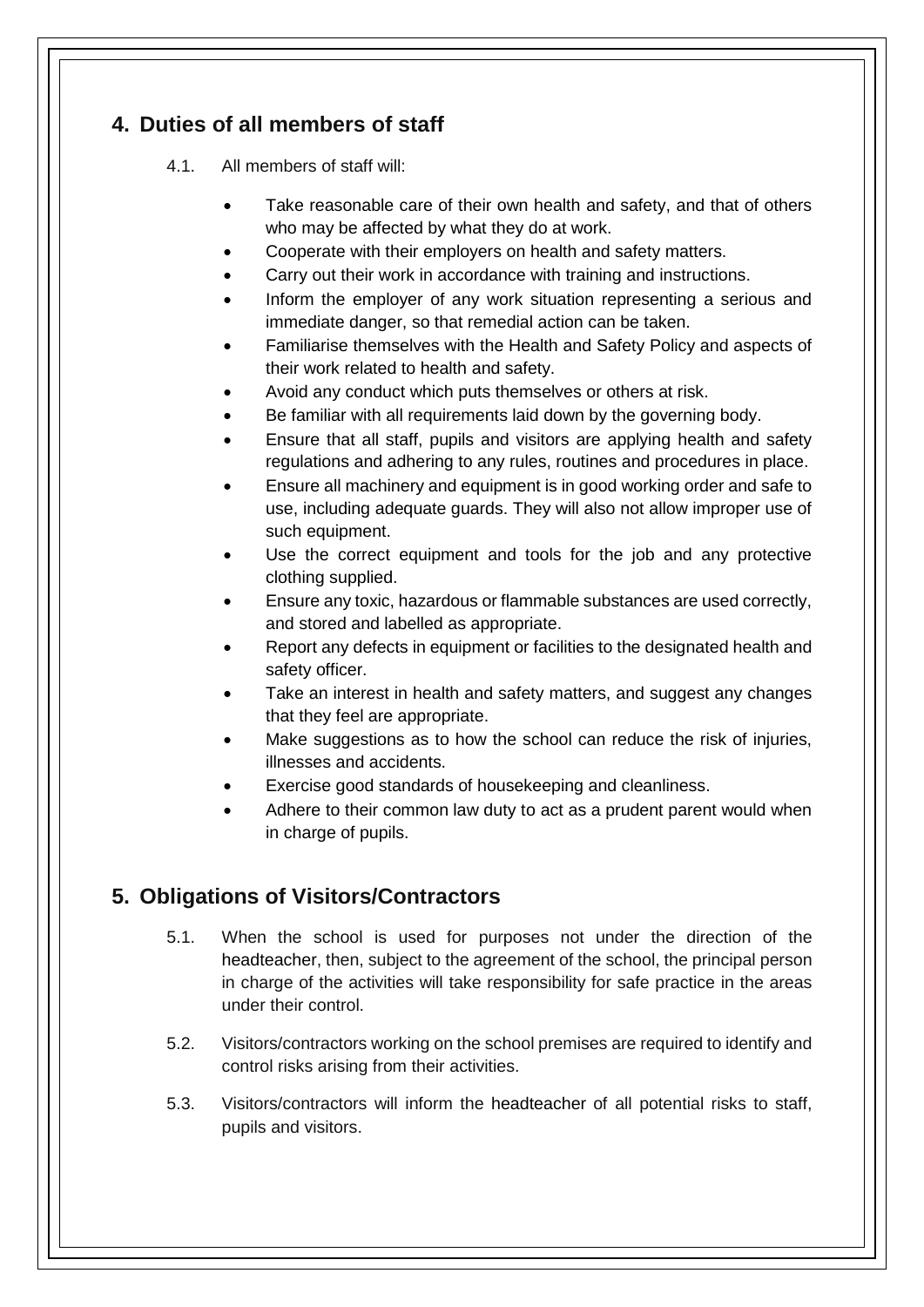## 4. Duties of all members of staff

4.1. All members of staff will:

- Take reasonable care of their own health and safety, and that of others who may be affected by what they do at work.
- Cooperate with their employers on health and safety matters.
- Carry out their work in accordance with training and instructions.
- Inform the employer of any work situation representing a serious and immediate danger, so that remedial action can be taken.
- Familiarise themselves with the Health and Safety Policy and aspects of their work related to health and safety.
- Avoid any conduct which puts themselves or others at risk.
- Be familiar with all requirements laid down by the governing body.
- Ensure that all staff, pupils and visitors are applying health and safety regulations and adhering to any rules, routines and procedures in place.
- Ensure all machinery and equipment is in good working order and safe to use, including adequate guards. They will also not allow improper use of such equipment.
- Use the correct equipment and tools for the job and any protective clothing supplied.
- Ensure any toxic, hazardous or flammable substances are used correctly, and stored and labelled as appropriate.
- Report any defects in equipment or facilities to the designated health and safety officer.
- Take an interest in health and safety matters, and suggest any changes that they feel are appropriate.
- Make suggestions as to how the school can reduce the risk of injuries, illnesses and accidents.
- Exercise good standards of housekeeping and cleanliness.
- Adhere to their common law duty to act as a prudent parent would when in charge of pupils.

## 5. Obligations of Visitors/Contractors

5.1. When the school is used for purposes not under the direction of the headteacher, then, subject to the agreement of the school, the principal person in charge of the activities will take responsibility for safe practice in the areas under their control.

5.2. Visitors/contractors working on the school premises are required to identify and control risks arising from their activities.

5.3. Visitors/contractors will inform the headteacher of all potential risks to staff, pupils and visitors.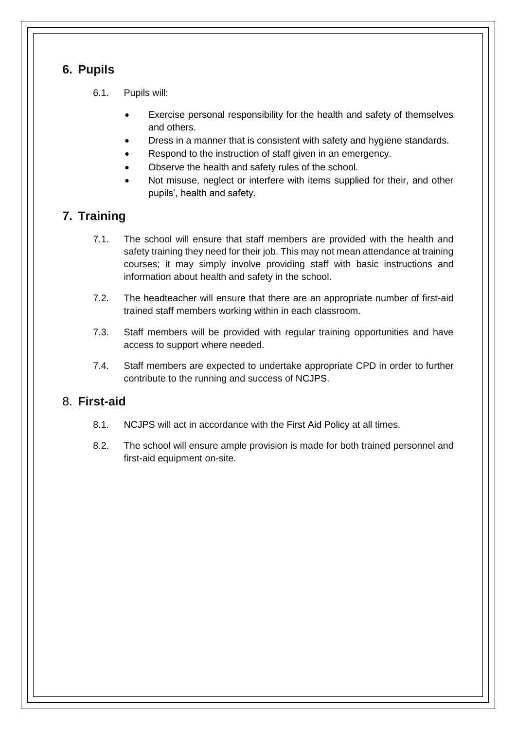## 6. Pupils

6.1. Pupils will:

- Exercise personal responsibility for the health and safety of themselves and others.
- Dress in a manner that is consistent with safety and hygiene standards.
- Respond to the instruction of staff given in an emergency.
- Observe the health and safety rules of the school.
- Not misuse, neglect or interfere with items supplied for their, and other pupils', health and safety.

## 7. Training

7.1. The school will ensure that staff members are provided with the health and safety training they need for their job. This may not mean attendance at training courses; it may simply involve providing staff with basic instructions and information about health and safety in the school.

7.2. The headteacher will ensure that there are an appropriate number of first-aid trained staff members working within in each classroom.

7.3. Staff members will be provided with regular training opportunities and have access to support where needed.

7.4. Staff members are expected to undertake appropriate CPD in order to further contribute to the running and success of NCJPS.

## 8. First-aid

8.1. NCJPS will act in accordance with the First Aid Policy at all times.

8.2. The school will ensure ample provision is made for both trained personnel and first-aid equipment on-site.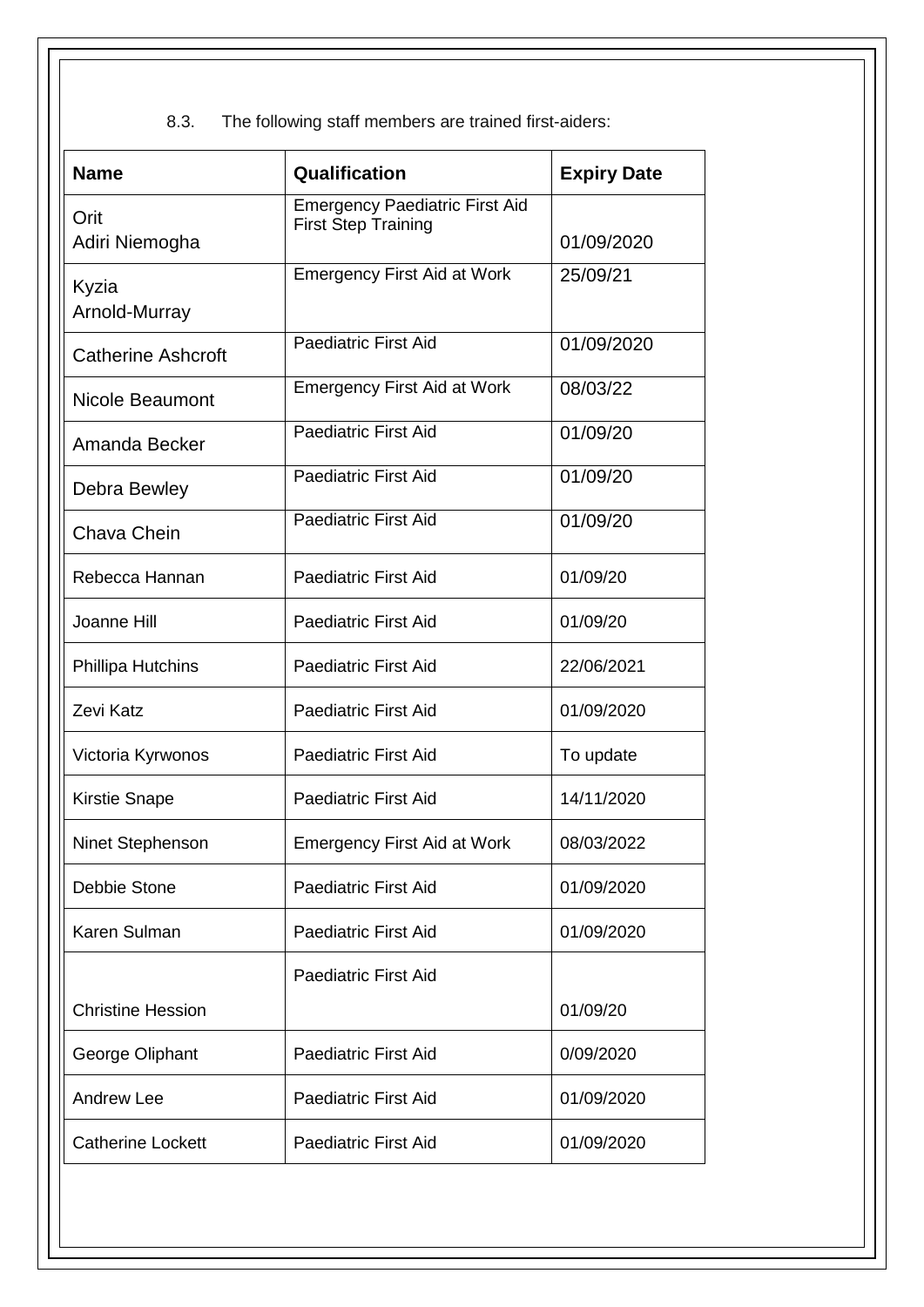8.3. The following staff members are trained first-aiders:

| Name | Qualification | Expiry Date |
| --- | --- | --- |
| Orit Adiri Niemogha | Emergency Paediatric First Aid First Step Training | 01/09/2020 |
| Kyzia Arnold-Murray | Emergency First Aid at Work | 25/09/21 |
| Catherine Ashcroft | Paediatric First Aid | 01/09/2020 |
| Nicole Beaumont | Emergency First Aid at Work | 08/03/22 |
| Amanda Becker | Paediatric First Aid | 01/09/20 |
| Debra Bewley | Paediatric First Aid | 01/09/20 |
| Chava Chein | Paediatric First Aid | 01/09/20 |
| Rebecca Hannan | Paediatric First Aid | 01/09/20 |
| Joanne Hill | Paediatric First Aid | 01/09/20 |
| Phillipa Hutchins | Paediatric First Aid | 22/06/2021 |
| Zevi Katz | Paediatric First Aid | 01/09/2020 |
| Victoria Kyrwonos | Paediatric First Aid | To update |
| Kirstie Snape | Paediatric First Aid | 14/11/2020 |
| Ninet Stephenson | Emergency First Aid at Work | 08/03/2022 |
| Debbie Stone | Paediatric First Aid | 01/09/2020 |
| Karen Sulman | Paediatric First Aid | 01/09/2020 |
| Christine Hession | Paediatric First Aid | 01/09/20 |
| George Oliphant | Paediatric First Aid | 0/09/2020 |
| Andrew Lee | Paediatric First Aid | 01/09/2020 |
| Catherine Lockett | Paediatric First Aid | 01/09/2020 |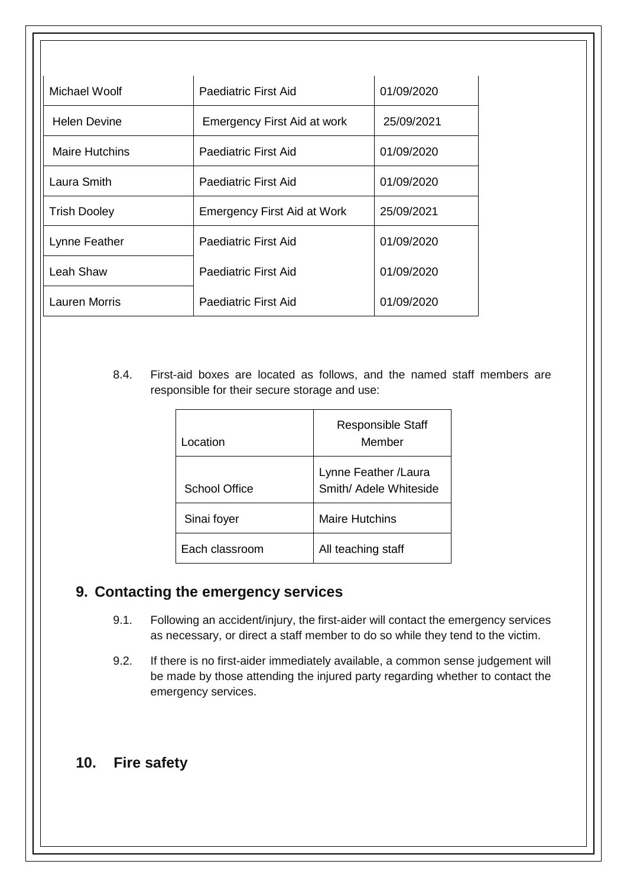| Michael Woolf | Paediatric First Aid | 01/09/2020 |
|---|---|---|
| Helen Devine | Emergency First Aid at work | 25/09/2021 |
| Maire Hutchins | Paediatric First Aid | 01/09/2020 |
| Laura Smith | Paediatric First Aid | 01/09/2020 |
| Trish Dooley | Emergency First Aid at Work | 25/09/2021 |
| Lynne Feather | Paediatric First Aid | 01/09/2020 |
| Leah Shaw | Paediatric First Aid | 01/09/2020 |
| Lauren Morris | Paediatric First Aid | 01/09/2020 |

8.4. First-aid boxes are located as follows, and the named staff members are responsible for their secure storage and use:

| Location | Responsible Staff Member |
|---|---|
| School Office | Lynne Feather /Laura Smith/ Adele Whiteside |
| Sinai foyer | Maire Hutchins |
| Each classroom | All teaching staff |

## 9. Contacting the emergency services

9.1. Following an accident/injury, the first-aider will contact the emergency services as necessary, or direct a staff member to do so while they tend to the victim.

9.2. If there is no first-aider immediately available, a common sense judgement will be made by those attending the injured party regarding whether to contact the emergency services.

## 10. Fire safety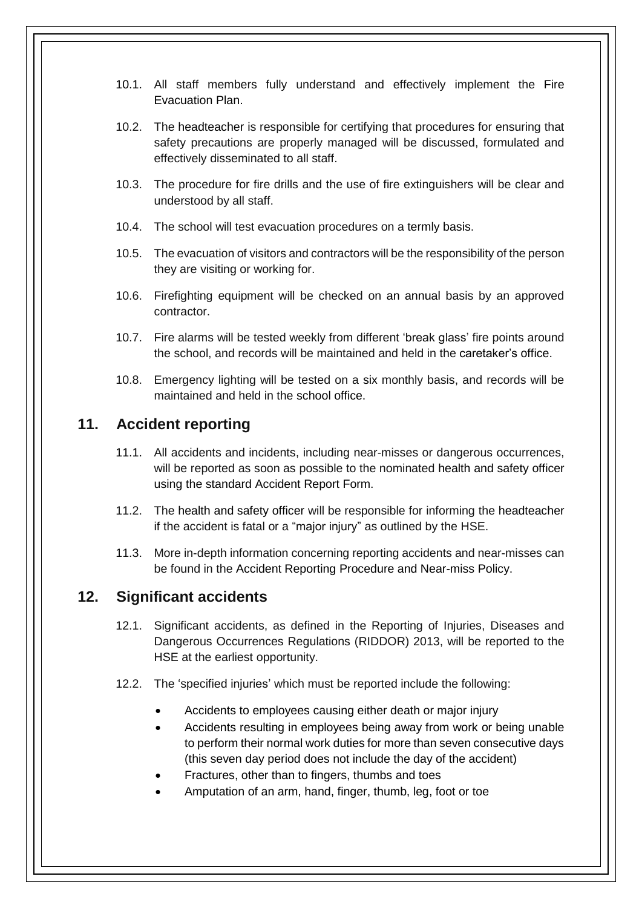10.1. All staff members fully understand and effectively implement the Fire Evacuation Plan.

10.2. The headteacher is responsible for certifying that procedures for ensuring that safety precautions are properly managed will be discussed, formulated and effectively disseminated to all staff.

10.3. The procedure for fire drills and the use of fire extinguishers will be clear and understood by all staff.

10.4. The school will test evacuation procedures on a termly basis.

10.5. The evacuation of visitors and contractors will be the responsibility of the person they are visiting or working for.

10.6. Firefighting equipment will be checked on an annual basis by an approved contractor.

10.7. Fire alarms will be tested weekly from different 'break glass' fire points around the school, and records will be maintained and held in the caretaker's office.

10.8. Emergency lighting will be tested on a six monthly basis, and records will be maintained and held in the school office.

## 11. Accident reporting

11.1. All accidents and incidents, including near-misses or dangerous occurrences, will be reported as soon as possible to the nominated health and safety officer using the standard Accident Report Form.

11.2. The health and safety officer will be responsible for informing the headteacher if the accident is fatal or a "major injury" as outlined by the HSE.

11.3. More in-depth information concerning reporting accidents and near-misses can be found in the Accident Reporting Procedure and Near-miss Policy.

## 12. Significant accidents

12.1. Significant accidents, as defined in the Reporting of Injuries, Diseases and Dangerous Occurrences Regulations (RIDDOR) 2013, will be reported to the HSE at the earliest opportunity.

12.2. The 'specified injuries' which must be reported include the following:

- Accidents to employees causing either death or major injury
- Accidents resulting in employees being away from work or being unable to perform their normal work duties for more than seven consecutive days (this seven day period does not include the day of the accident)
- Fractures, other than to fingers, thumbs and toes
- Amputation of an arm, hand, finger, thumb, leg, foot or toe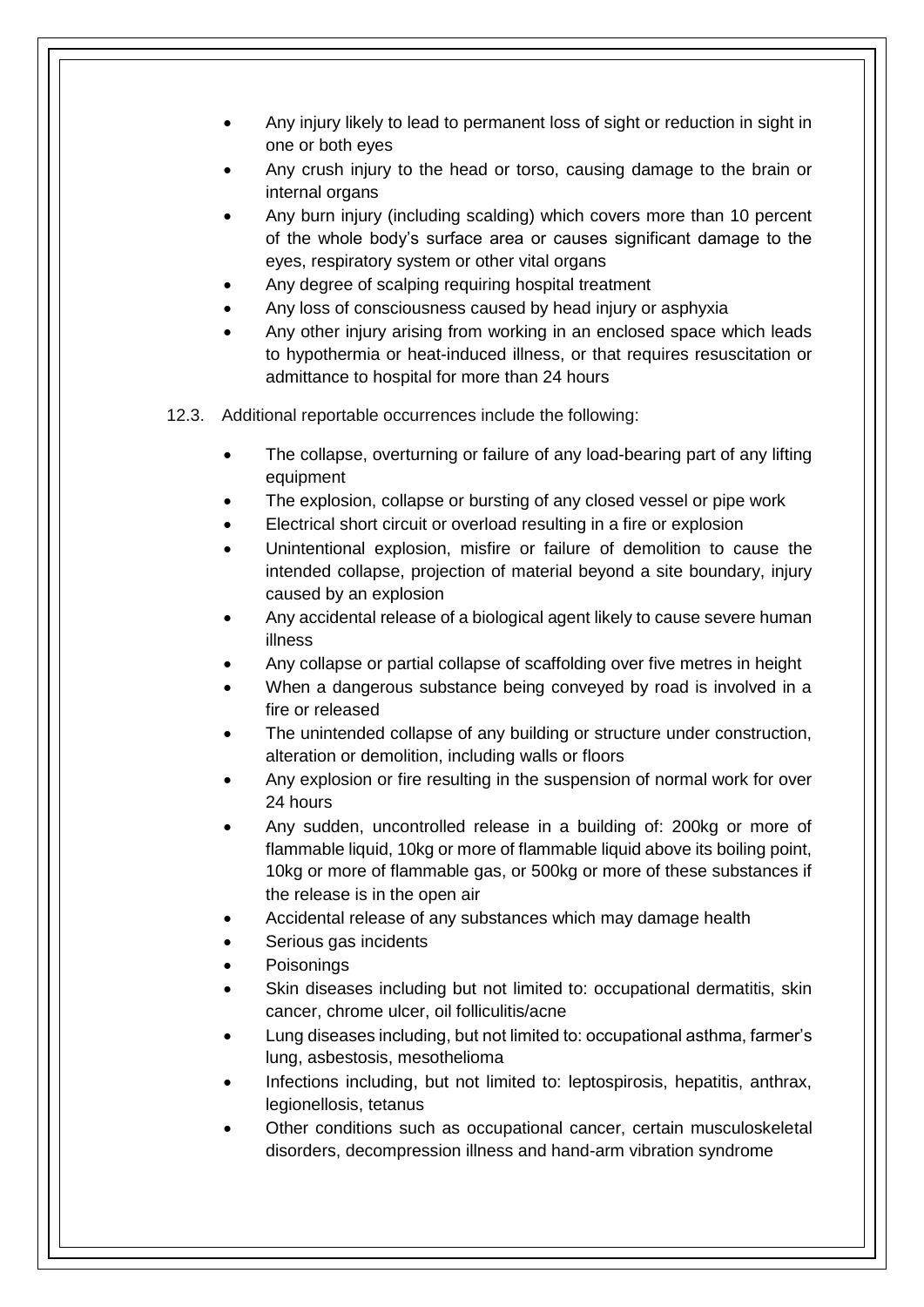- Any injury likely to lead to permanent loss of sight or reduction in sight in one or both eyes
- Any crush injury to the head or torso, causing damage to the brain or internal organs
- Any burn injury (including scalding) which covers more than 10 percent of the whole body's surface area or causes significant damage to the eyes, respiratory system or other vital organs
- Any degree of scalping requiring hospital treatment
- Any loss of consciousness caused by head injury or asphyxia
- Any other injury arising from working in an enclosed space which leads to hypothermia or heat-induced illness, or that requires resuscitation or admittance to hospital for more than 24 hours

12.3. Additional reportable occurrences include the following:

- The collapse, overturning or failure of any load-bearing part of any lifting equipment
- The explosion, collapse or bursting of any closed vessel or pipe work
- Electrical short circuit or overload resulting in a fire or explosion
- Unintentional explosion, misfire or failure of demolition to cause the intended collapse, projection of material beyond a site boundary, injury caused by an explosion
- Any accidental release of a biological agent likely to cause severe human illness
- Any collapse or partial collapse of scaffolding over five metres in height
- When a dangerous substance being conveyed by road is involved in a fire or released
- The unintended collapse of any building or structure under construction, alteration or demolition, including walls or floors
- Any explosion or fire resulting in the suspension of normal work for over 24 hours
- Any sudden, uncontrolled release in a building of: 200kg or more of flammable liquid, 10kg or more of flammable liquid above its boiling point, 10kg or more of flammable gas, or 500kg or more of these substances if the release is in the open air
- Accidental release of any substances which may damage health
- Serious gas incidents
- Poisonings
- Skin diseases including but not limited to: occupational dermatitis, skin cancer, chrome ulcer, oil folliculitis/acne
- Lung diseases including, but not limited to: occupational asthma, farmer's lung, asbestosis, mesothelioma
- Infections including, but not limited to: leptospirosis, hepatitis, anthrax, legionellosis, tetanus
- Other conditions such as occupational cancer, certain musculoskeletal disorders, decompression illness and hand-arm vibration syndrome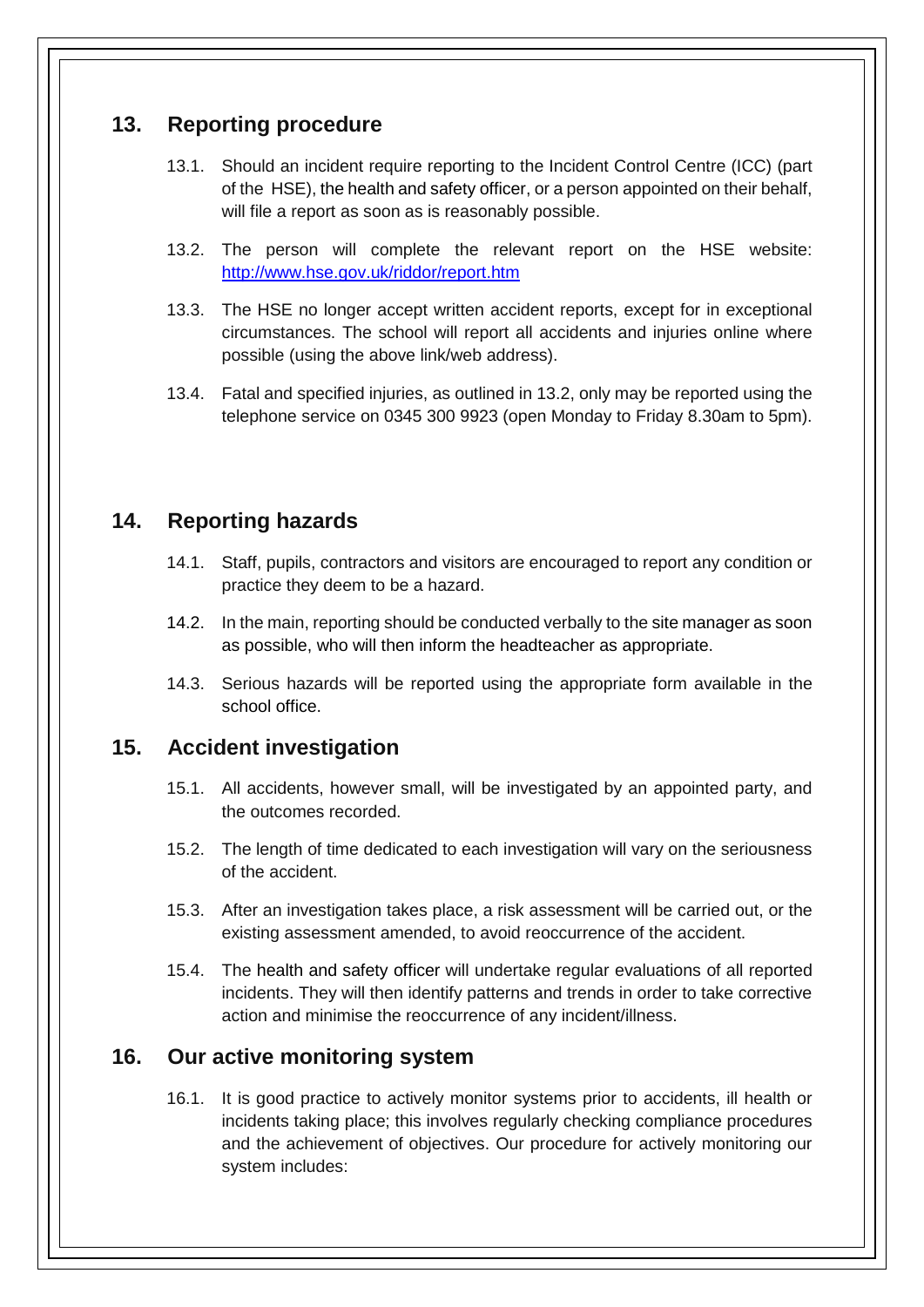## 13. Reporting procedure

13.1. Should an incident require reporting to the Incident Control Centre (ICC) (part of the HSE), the health and safety officer, or a person appointed on their behalf, will file a report as soon as is reasonably possible.

13.2. The person will complete the relevant report on the HSE website: [http://www.hse.gov.uk/riddor/report.htm](http://www.hse.gov.uk/riddor/report.htm)

13.3. The HSE no longer accept written accident reports, except for in exceptional circumstances. The school will report all accidents and injuries online where possible (using the above link/web address).

13.4. Fatal and specified injuries, as outlined in 13.2, only may be reported using the telephone service on 0345 300 9923 (open Monday to Friday 8.30am to 5pm).

## 14. Reporting hazards

14.1. Staff, pupils, contractors and visitors are encouraged to report any condition or practice they deem to be a hazard.

14.2. In the main, reporting should be conducted verbally to the site manager as soon as possible, who will then inform the headteacher as appropriate.

14.3. Serious hazards will be reported using the appropriate form available in the school office.

## 15. Accident investigation

15.1. All accidents, however small, will be investigated by an appointed party, and the outcomes recorded.

15.2. The length of time dedicated to each investigation will vary on the seriousness of the accident.

15.3. After an investigation takes place, a risk assessment will be carried out, or the existing assessment amended, to avoid reoccurrence of the accident.

15.4. The health and safety officer will undertake regular evaluations of all reported incidents. They will then identify patterns and trends in order to take corrective action and minimise the reoccurrence of any incident/illness.

## 16. Our active monitoring system

16.1. It is good practice to actively monitor systems prior to accidents, ill health or incidents taking place; this involves regularly checking compliance procedures and the achievement of objectives. Our procedure for actively monitoring our system includes: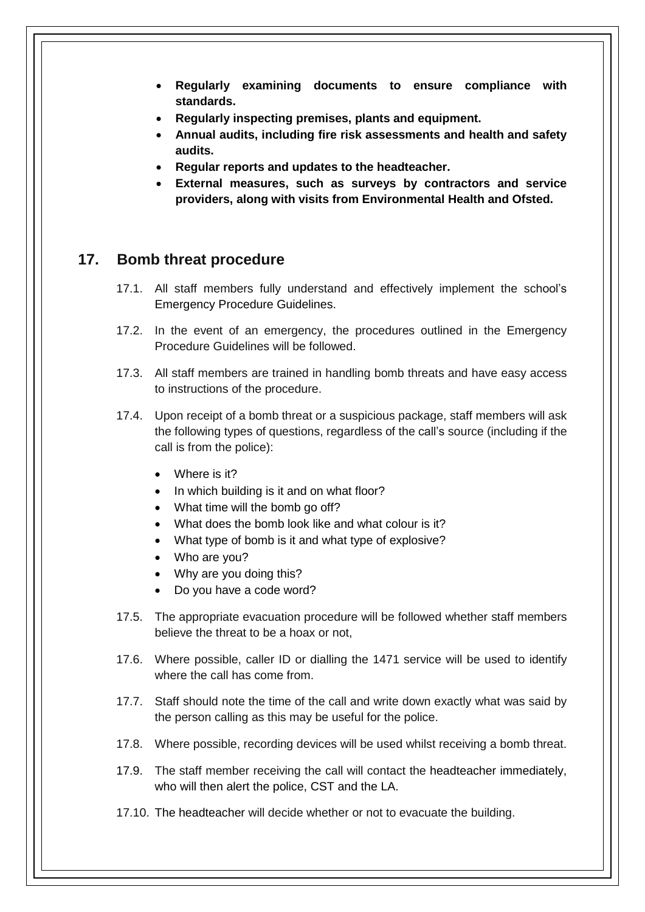- **Regularly examining documents to ensure compliance with standards.**
- **Regularly inspecting premises, plants and equipment.**
- **Annual audits, including fire risk assessments and health and safety audits.**
- **Regular reports and updates to the headteacher.**
- **External measures, such as surveys by contractors and service providers, along with visits from Environmental Health and Ofsted.**

## 17. Bomb threat procedure

17.1. All staff members fully understand and effectively implement the school's Emergency Procedure Guidelines.

17.2. In the event of an emergency, the procedures outlined in the Emergency Procedure Guidelines will be followed.

17.3. All staff members are trained in handling bomb threats and have easy access to instructions of the procedure.

17.4. Upon receipt of a bomb threat or a suspicious package, staff members will ask the following types of questions, regardless of the call's source (including if the call is from the police):

- Where is it?
- In which building is it and on what floor?
- What time will the bomb go off?
- What does the bomb look like and what colour is it?
- What type of bomb is it and what type of explosive?
- Who are you?
- Why are you doing this?
- Do you have a code word?

17.5. The appropriate evacuation procedure will be followed whether staff members believe the threat to be a hoax or not,

17.6. Where possible, caller ID or dialling the 1471 service will be used to identify where the call has come from.

17.7. Staff should note the time of the call and write down exactly what was said by the person calling as this may be useful for the police.

17.8. Where possible, recording devices will be used whilst receiving a bomb threat.

17.9. The staff member receiving the call will contact the headteacher immediately, who will then alert the police, CST and the LA.

17.10. The headteacher will decide whether or not to evacuate the building.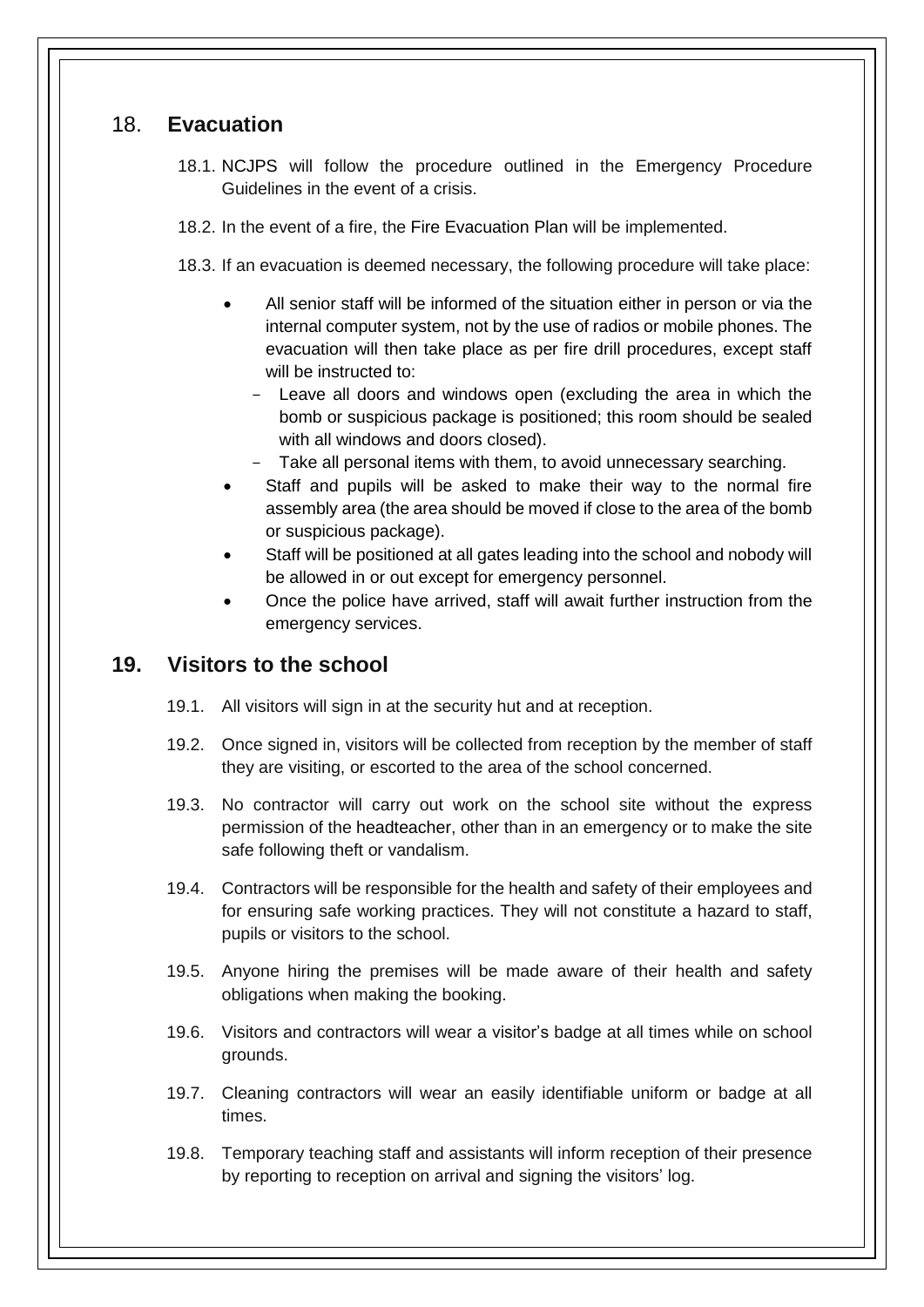## 18. Evacuation

18.1. NCJPS will follow the procedure outlined in the Emergency Procedure Guidelines in the event of a crisis.

18.2. In the event of a fire, the Fire Evacuation Plan will be implemented.

18.3. If an evacuation is deemed necessary, the following procedure will take place:

- All senior staff will be informed of the situation either in person or via the internal computer system, not by the use of radios or mobile phones. The evacuation will then take place as per fire drill procedures, except staff will be instructed to:
  - Leave all doors and windows open (excluding the area in which the bomb or suspicious package is positioned; this room should be sealed with all windows and doors closed).
  - Take all personal items with them, to avoid unnecessary searching.
- Staff and pupils will be asked to make their way to the normal fire assembly area (the area should be moved if close to the area of the bomb or suspicious package).
- Staff will be positioned at all gates leading into the school and nobody will be allowed in or out except for emergency personnel.
- Once the police have arrived, staff will await further instruction from the emergency services.

## 19. Visitors to the school

19.1. All visitors will sign in at the security hut and at reception.

19.2. Once signed in, visitors will be collected from reception by the member of staff they are visiting, or escorted to the area of the school concerned.

19.3. No contractor will carry out work on the school site without the express permission of the headteacher, other than in an emergency or to make the site safe following theft or vandalism.

19.4. Contractors will be responsible for the health and safety of their employees and for ensuring safe working practices. They will not constitute a hazard to staff, pupils or visitors to the school.

19.5. Anyone hiring the premises will be made aware of their health and safety obligations when making the booking.

19.6. Visitors and contractors will wear a visitor's badge at all times while on school grounds.

19.7. Cleaning contractors will wear an easily identifiable uniform or badge at all times.

19.8. Temporary teaching staff and assistants will inform reception of their presence by reporting to reception on arrival and signing the visitors' log.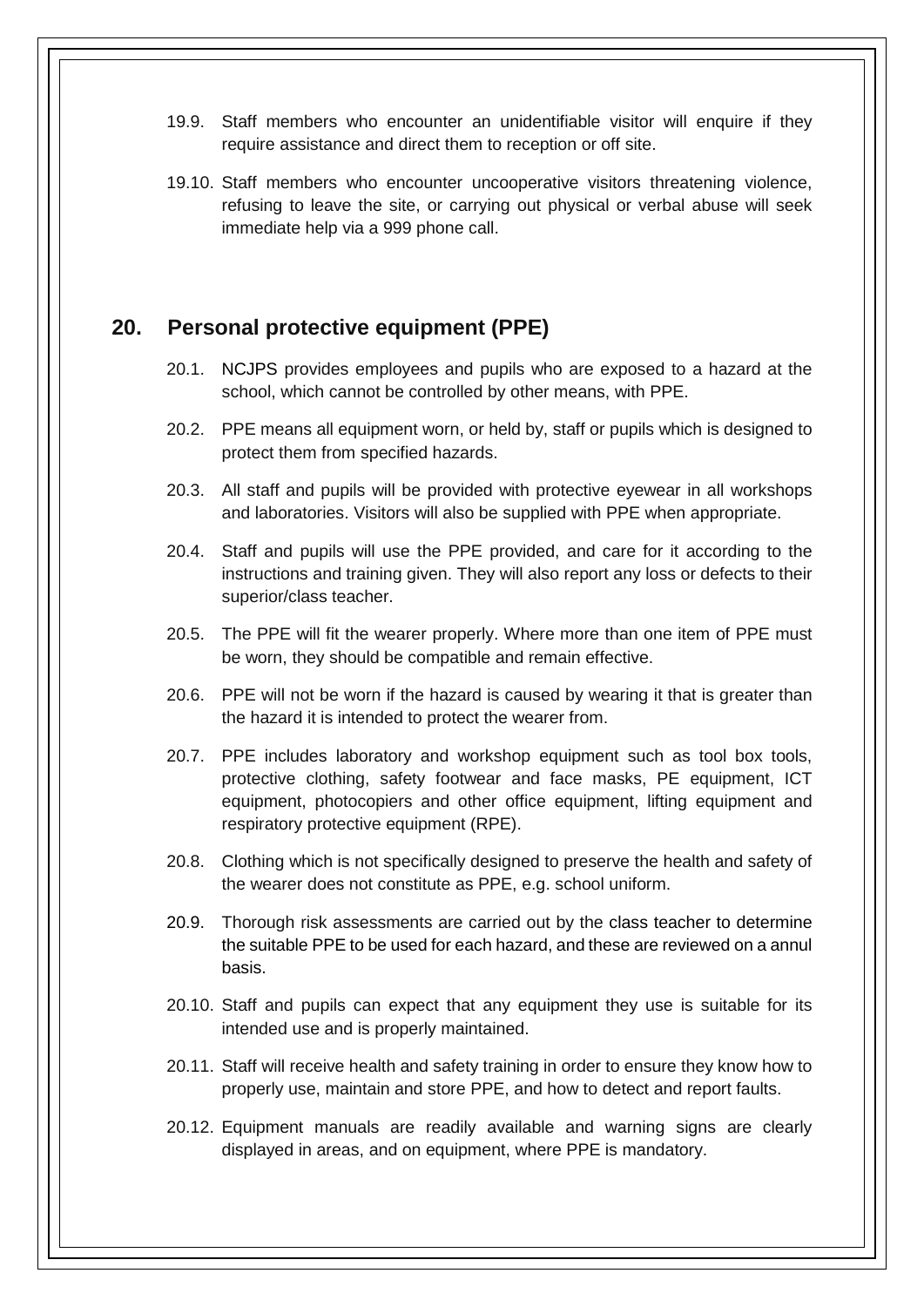19.9. Staff members who encounter an unidentifiable visitor will enquire if they require assistance and direct them to reception or off site.

19.10. Staff members who encounter uncooperative visitors threatening violence, refusing to leave the site, or carrying out physical or verbal abuse will seek immediate help via a 999 phone call.

## 20. Personal protective equipment (PPE)

20.1. NCJPS provides employees and pupils who are exposed to a hazard at the school, which cannot be controlled by other means, with PPE.

20.2. PPE means all equipment worn, or held by, staff or pupils which is designed to protect them from specified hazards.

20.3. All staff and pupils will be provided with protective eyewear in all workshops and laboratories. Visitors will also be supplied with PPE when appropriate.

20.4. Staff and pupils will use the PPE provided, and care for it according to the instructions and training given. They will also report any loss or defects to their superior/class teacher.

20.5. The PPE will fit the wearer properly. Where more than one item of PPE must be worn, they should be compatible and remain effective.

20.6. PPE will not be worn if the hazard is caused by wearing it that is greater than the hazard it is intended to protect the wearer from.

20.7. PPE includes laboratory and workshop equipment such as tool box tools, protective clothing, safety footwear and face masks, PE equipment, ICT equipment, photocopiers and other office equipment, lifting equipment and respiratory protective equipment (RPE).

20.8. Clothing which is not specifically designed to preserve the health and safety of the wearer does not constitute as PPE, e.g. school uniform.

20.9. Thorough risk assessments are carried out by the class teacher to determine the suitable PPE to be used for each hazard, and these are reviewed on a annul basis.

20.10. Staff and pupils can expect that any equipment they use is suitable for its intended use and is properly maintained.

20.11. Staff will receive health and safety training in order to ensure they know how to properly use, maintain and store PPE, and how to detect and report faults.

20.12. Equipment manuals are readily available and warning signs are clearly displayed in areas, and on equipment, where PPE is mandatory.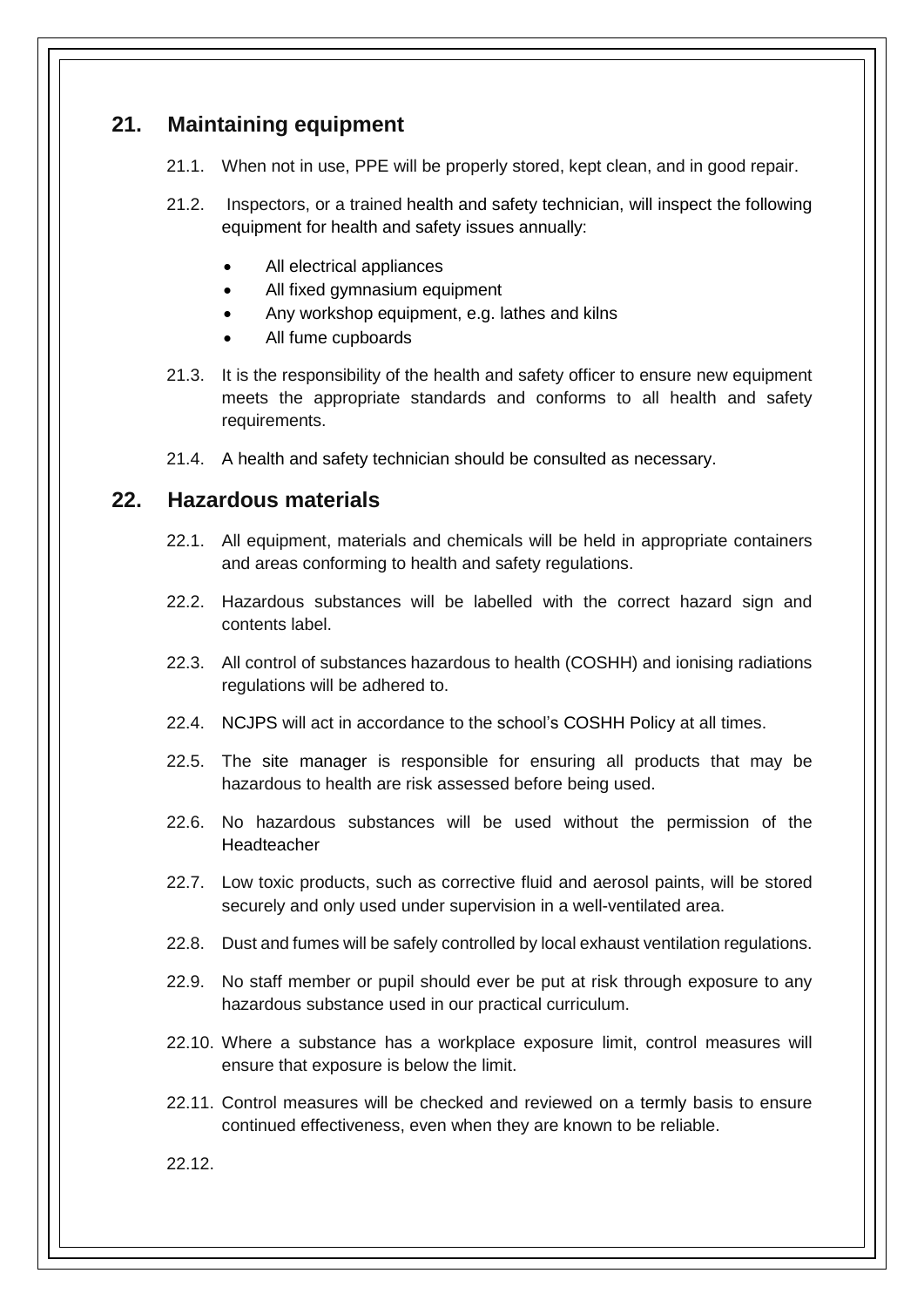## 21. Maintaining equipment

21.1. When not in use, PPE will be properly stored, kept clean, and in good repair.

21.2. Inspectors, or a trained health and safety technician, will inspect the following equipment for health and safety issues annually:

- All electrical appliances
- All fixed gymnasium equipment
- Any workshop equipment, e.g. lathes and kilns
- All fume cupboards

21.3. It is the responsibility of the health and safety officer to ensure new equipment meets the appropriate standards and conforms to all health and safety requirements.

21.4. A health and safety technician should be consulted as necessary.

## 22. Hazardous materials

22.1. All equipment, materials and chemicals will be held in appropriate containers and areas conforming to health and safety regulations.

22.2. Hazardous substances will be labelled with the correct hazard sign and contents label.

22.3. All control of substances hazardous to health (COSHH) and ionising radiations regulations will be adhered to.

22.4. NCJPS will act in accordance to the school's COSHH Policy at all times.

22.5. The site manager is responsible for ensuring all products that may be hazardous to health are risk assessed before being used.

22.6. No hazardous substances will be used without the permission of the Headteacher

22.7. Low toxic products, such as corrective fluid and aerosol paints, will be stored securely and only used under supervision in a well-ventilated area.

22.8. Dust and fumes will be safely controlled by local exhaust ventilation regulations.

22.9. No staff member or pupil should ever be put at risk through exposure to any hazardous substance used in our practical curriculum.

22.10. Where a substance has a workplace exposure limit, control measures will ensure that exposure is below the limit.

22.11. Control measures will be checked and reviewed on a termly basis to ensure continued effectiveness, even when they are known to be reliable.

22.12.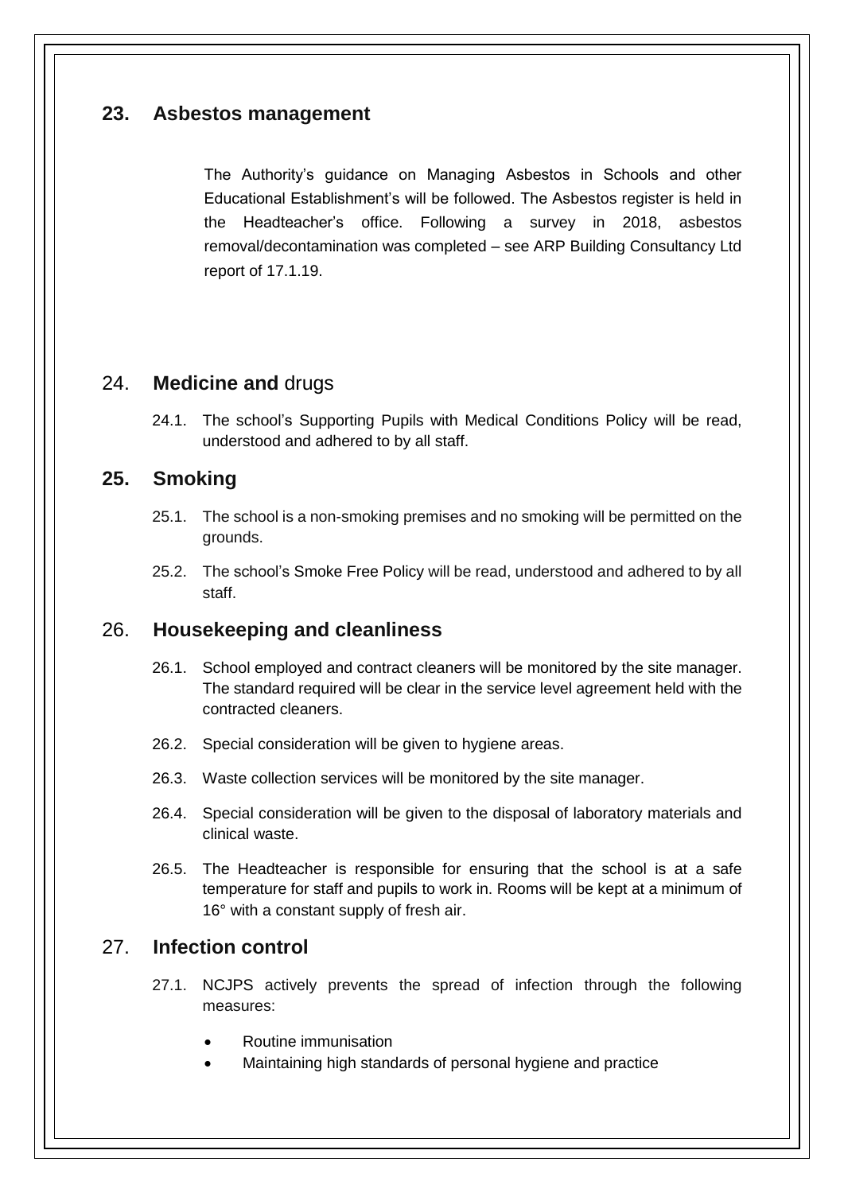## 23. Asbestos management

The Authority's guidance on Managing Asbestos in Schools and other Educational Establishment's will be followed. The Asbestos register is held in the Headteacher's office. Following a survey in 2018, asbestos removal/decontamination was completed – see ARP Building Consultancy Ltd report of 17.1.19.

## 24. **Medicine and** drugs

24.1. The school's Supporting Pupils with Medical Conditions Policy will be read, understood and adhered to by all staff.

## 25. Smoking

25.1. The school is a non-smoking premises and no smoking will be permitted on the grounds.

25.2. The school's Smoke Free Policy will be read, understood and adhered to by all staff.

## 26. Housekeeping and cleanliness

26.1. School employed and contract cleaners will be monitored by the site manager. The standard required will be clear in the service level agreement held with the contracted cleaners.

26.2. Special consideration will be given to hygiene areas.

26.3. Waste collection services will be monitored by the site manager.

26.4. Special consideration will be given to the disposal of laboratory materials and clinical waste.

26.5. The Headteacher is responsible for ensuring that the school is at a safe temperature for staff and pupils to work in. Rooms will be kept at a minimum of 16° with a constant supply of fresh air.

## 27. Infection control

27.1. NCJPS actively prevents the spread of infection through the following measures:

- Routine immunisation
- Maintaining high standards of personal hygiene and practice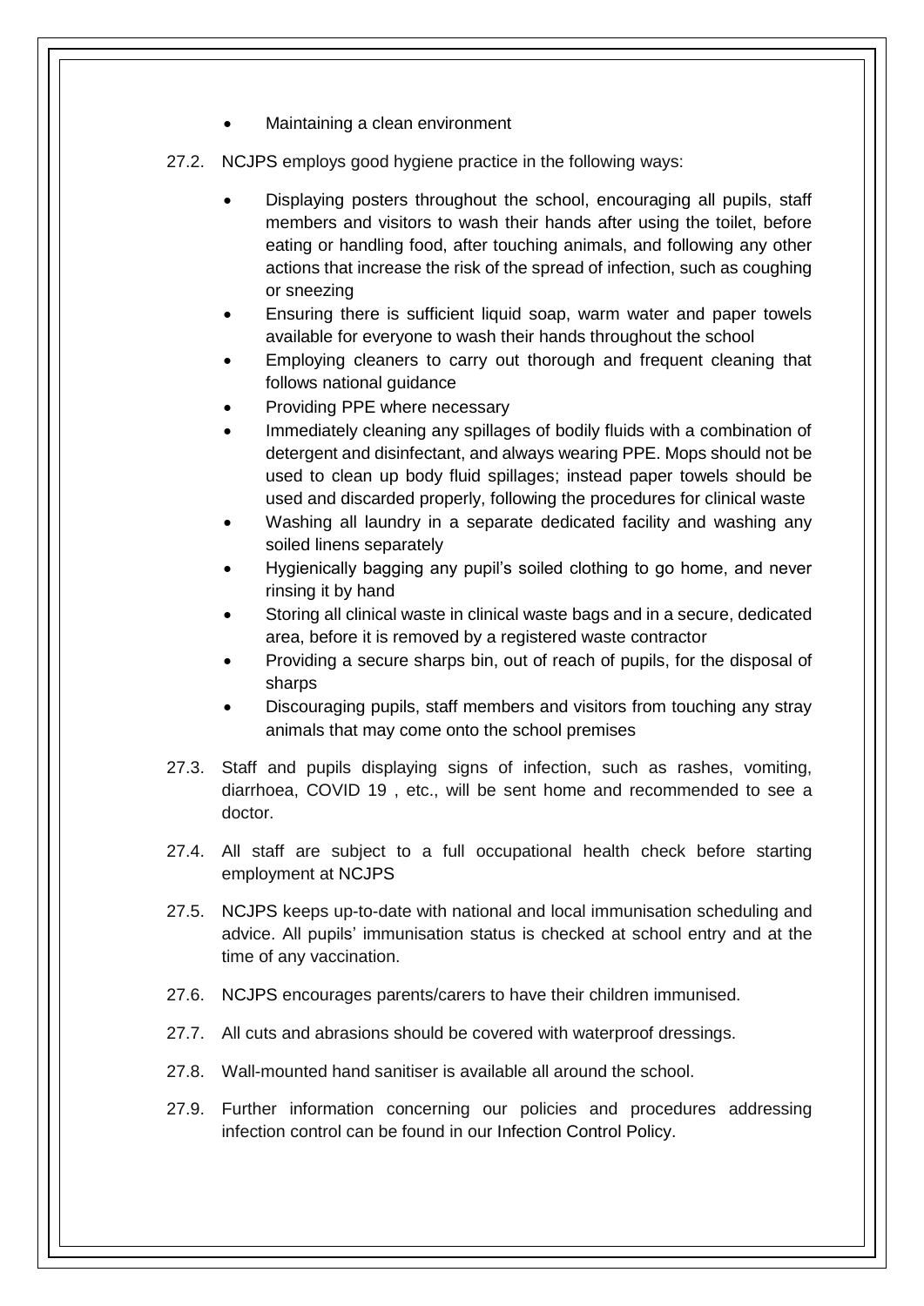- Maintaining a clean environment

27.2. NCJPS employs good hygiene practice in the following ways:

- Displaying posters throughout the school, encouraging all pupils, staff members and visitors to wash their hands after using the toilet, before eating or handling food, after touching animals, and following any other actions that increase the risk of the spread of infection, such as coughing or sneezing
- Ensuring there is sufficient liquid soap, warm water and paper towels available for everyone to wash their hands throughout the school
- Employing cleaners to carry out thorough and frequent cleaning that follows national guidance
- Providing PPE where necessary
- Immediately cleaning any spillages of bodily fluids with a combination of detergent and disinfectant, and always wearing PPE. Mops should not be used to clean up body fluid spillages; instead paper towels should be used and discarded properly, following the procedures for clinical waste
- Washing all laundry in a separate dedicated facility and washing any soiled linens separately
- Hygienically bagging any pupil's soiled clothing to go home, and never rinsing it by hand
- Storing all clinical waste in clinical waste bags and in a secure, dedicated area, before it is removed by a registered waste contractor
- Providing a secure sharps bin, out of reach of pupils, for the disposal of sharps
- Discouraging pupils, staff members and visitors from touching any stray animals that may come onto the school premises

27.3. Staff and pupils displaying signs of infection, such as rashes, vomiting, diarrhoea, COVID 19 , etc., will be sent home and recommended to see a doctor.

27.4. All staff are subject to a full occupational health check before starting employment at NCJPS

27.5. NCJPS keeps up-to-date with national and local immunisation scheduling and advice. All pupils' immunisation status is checked at school entry and at the time of any vaccination.

27.6. NCJPS encourages parents/carers to have their children immunised.

27.7. All cuts and abrasions should be covered with waterproof dressings.

27.8. Wall-mounted hand sanitiser is available all around the school.

27.9. Further information concerning our policies and procedures addressing infection control can be found in our Infection Control Policy.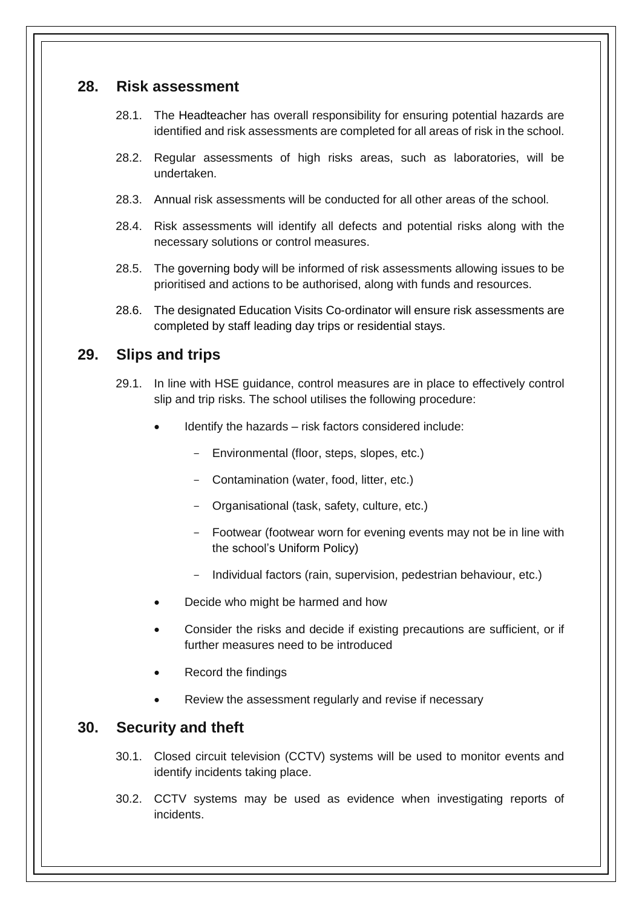## 28. Risk assessment

28.1. The Headteacher has overall responsibility for ensuring potential hazards are identified and risk assessments are completed for all areas of risk in the school.

28.2. Regular assessments of high risks areas, such as laboratories, will be undertaken.

28.3. Annual risk assessments will be conducted for all other areas of the school.

28.4. Risk assessments will identify all defects and potential risks along with the necessary solutions or control measures.

28.5. The governing body will be informed of risk assessments allowing issues to be prioritised and actions to be authorised, along with funds and resources.

28.6. The designated Education Visits Co-ordinator will ensure risk assessments are completed by staff leading day trips or residential stays.

## 29. Slips and trips

29.1. In line with HSE guidance, control measures are in place to effectively control slip and trip risks. The school utilises the following procedure:

- Identify the hazards – risk factors considered include:
  - Environmental (floor, steps, slopes, etc.)
  - Contamination (water, food, litter, etc.)
  - Organisational (task, safety, culture, etc.)
  - Footwear (footwear worn for evening events may not be in line with the school's Uniform Policy)
  - Individual factors (rain, supervision, pedestrian behaviour, etc.)
- Decide who might be harmed and how
- Consider the risks and decide if existing precautions are sufficient, or if further measures need to be introduced
- Record the findings
- Review the assessment regularly and revise if necessary

## 30. Security and theft

30.1. Closed circuit television (CCTV) systems will be used to monitor events and identify incidents taking place.

30.2. CCTV systems may be used as evidence when investigating reports of incidents.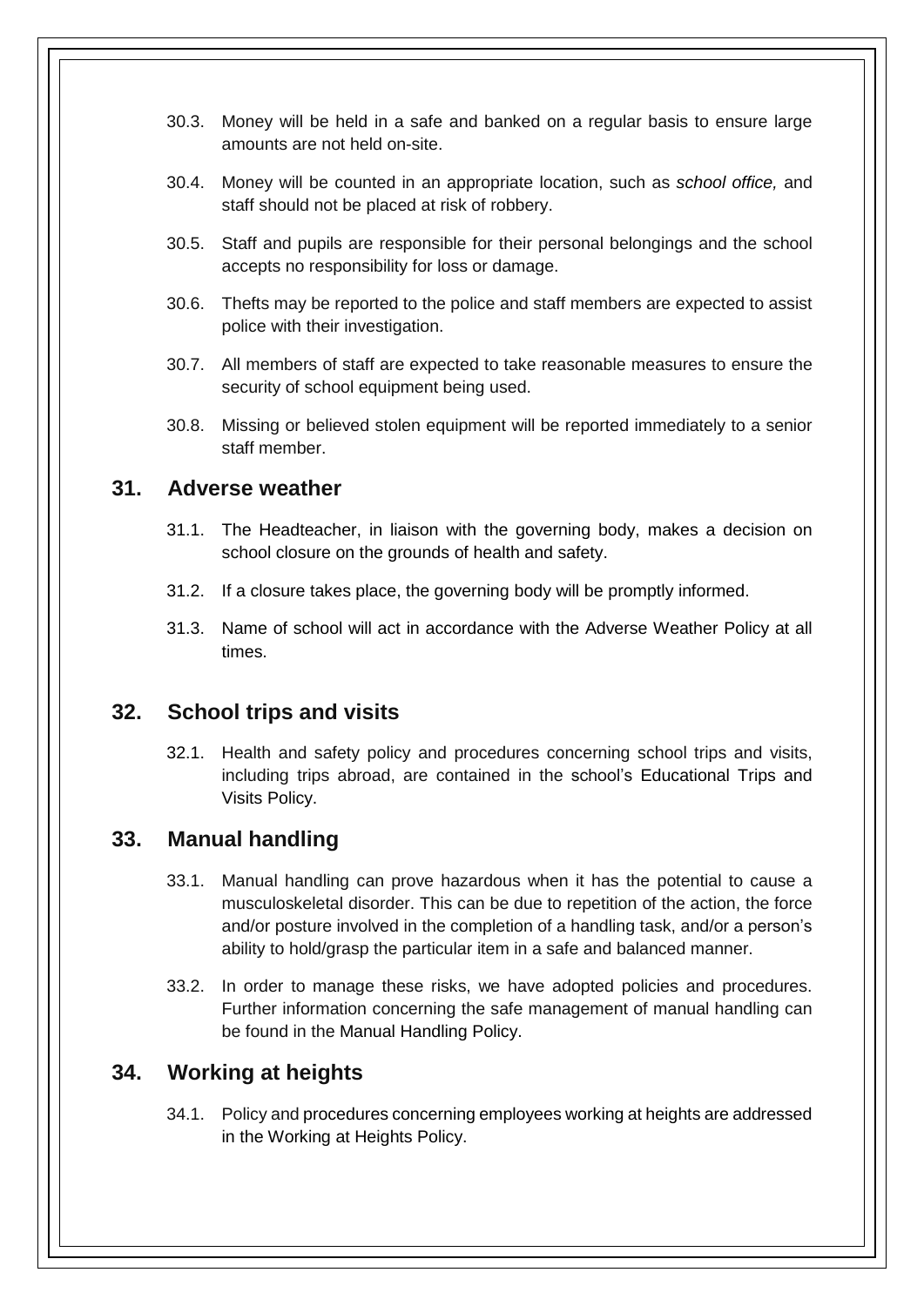30.3. Money will be held in a safe and banked on a regular basis to ensure large amounts are not held on-site.

30.4. Money will be counted in an appropriate location, such as *school office,* and staff should not be placed at risk of robbery.

30.5. Staff and pupils are responsible for their personal belongings and the school accepts no responsibility for loss or damage.

30.6. Thefts may be reported to the police and staff members are expected to assist police with their investigation.

30.7. All members of staff are expected to take reasonable measures to ensure the security of school equipment being used.

30.8. Missing or believed stolen equipment will be reported immediately to a senior staff member.

## 31. Adverse weather

31.1. The Headteacher, in liaison with the governing body, makes a decision on school closure on the grounds of health and safety.

31.2. If a closure takes place, the governing body will be promptly informed.

31.3. Name of school will act in accordance with the Adverse Weather Policy at all times.

## 32. School trips and visits

32.1. Health and safety policy and procedures concerning school trips and visits, including trips abroad, are contained in the school's Educational Trips and Visits Policy.

## 33. Manual handling

33.1. Manual handling can prove hazardous when it has the potential to cause a musculoskeletal disorder. This can be due to repetition of the action, the force and/or posture involved in the completion of a handling task, and/or a person's ability to hold/grasp the particular item in a safe and balanced manner.

33.2. In order to manage these risks, we have adopted policies and procedures. Further information concerning the safe management of manual handling can be found in the Manual Handling Policy.

## 34. Working at heights

34.1. Policy and procedures concerning employees working at heights are addressed in the Working at Heights Policy.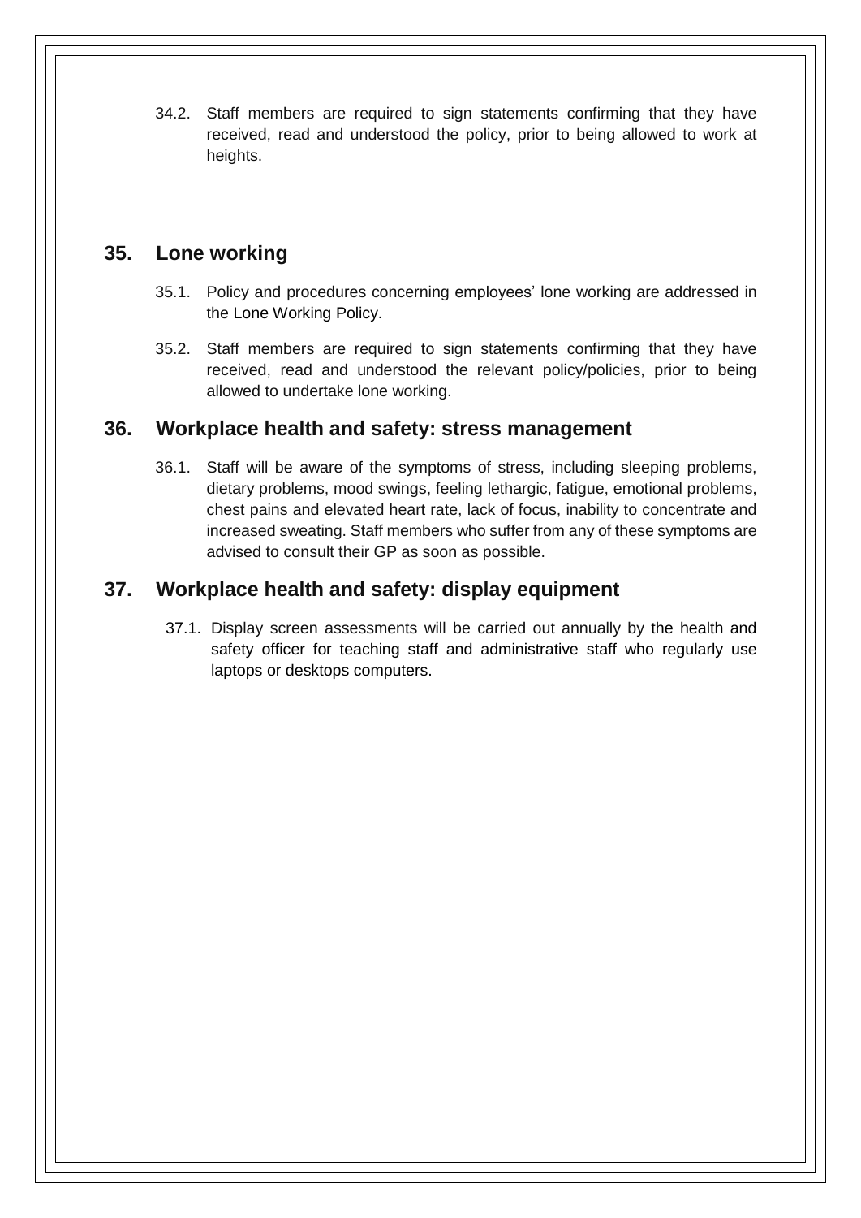34.2. Staff members are required to sign statements confirming that they have received, read and understood the policy, prior to being allowed to work at heights.

## 35. Lone working

35.1. Policy and procedures concerning employees' lone working are addressed in the Lone Working Policy.

35.2. Staff members are required to sign statements confirming that they have received, read and understood the relevant policy/policies, prior to being allowed to undertake lone working.

## 36. Workplace health and safety: stress management

36.1. Staff will be aware of the symptoms of stress, including sleeping problems, dietary problems, mood swings, feeling lethargic, fatigue, emotional problems, chest pains and elevated heart rate, lack of focus, inability to concentrate and increased sweating. Staff members who suffer from any of these symptoms are advised to consult their GP as soon as possible.

## 37. Workplace health and safety: display equipment

37.1. Display screen assessments will be carried out annually by the health and safety officer for teaching staff and administrative staff who regularly use laptops or desktops computers.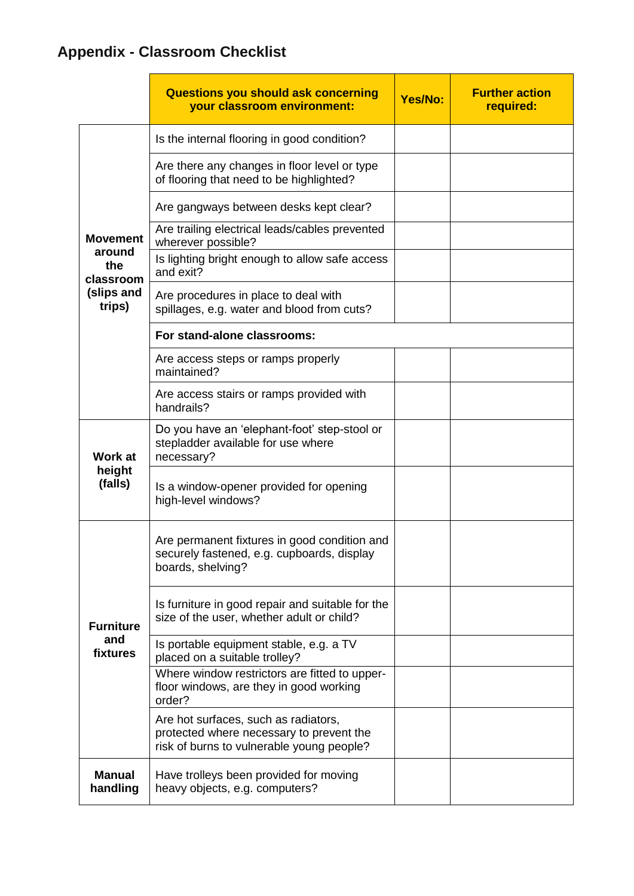## Appendix - Classroom Checklist

| | Questions you should ask concerning your classroom environment: | Yes/No: | Further action required: |
|---|---|---|---|
| **Movement around the classroom (slips and trips)** | Is the internal flooring in good condition? | | |
| | Are there any changes in floor level or type of flooring that need to be highlighted? | | |
| | Are gangways between desks kept clear? | | |
| | Are trailing electrical leads/cables prevented wherever possible? | | |
| | Is lighting bright enough to allow safe access and exit? | | |
| | Are procedures in place to deal with spillages, e.g. water and blood from cuts? | | |
| | **For stand-alone classrooms:** | | |
| | Are access steps or ramps properly maintained? | | |
| | Are access stairs or ramps provided with handrails? | | |
| **Work at height (falls)** | Do you have an 'elephant-foot' step-stool or stepladder available for use where necessary? | | |
| | Is a window-opener provided for opening high-level windows? | | |
| **Furniture and fixtures** | Are permanent fixtures in good condition and securely fastened, e.g. cupboards, display boards, shelving? | | |
| | Is furniture in good repair and suitable for the size of the user, whether adult or child? | | |
| | Is portable equipment stable, e.g. a TV placed on a suitable trolley? | | |
| | Where window restrictors are fitted to upper-floor windows, are they in good working order? | | |
| | Are hot surfaces, such as radiators, protected where necessary to prevent the risk of burns to vulnerable young people? | | |
| **Manual handling** | Have trolleys been provided for moving heavy objects, e.g. computers? | | |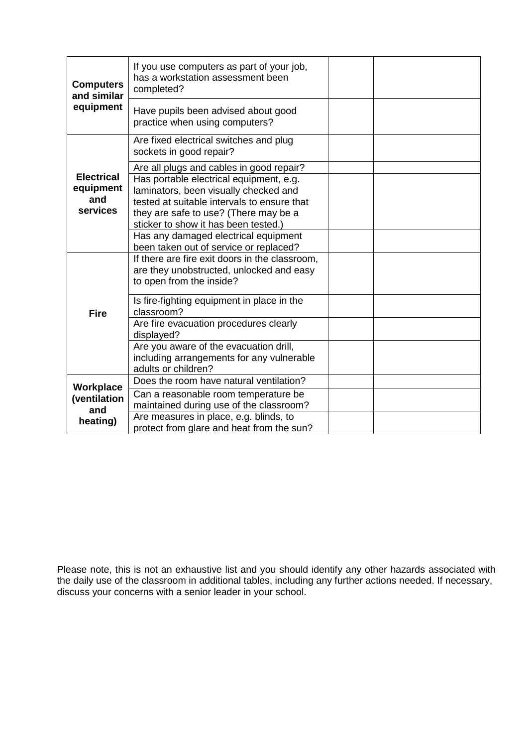| | | | |
|---|---|---|---|
| **Computers and similar equipment** | If you use computers as part of your job, has a workstation assessment been completed? | | |
| | Have pupils been advised about good practice when using computers? | | |
| **Electrical equipment and services** | Are fixed electrical switches and plug sockets in good repair? | | |
| | Are all plugs and cables in good repair? | | |
| | Has portable electrical equipment, e.g. laminators, been visually checked and tested at suitable intervals to ensure that they are safe to use? (There may be a sticker to show it has been tested.) | | |
| | Has any damaged electrical equipment been taken out of service or replaced? | | |
| **Fire** | If there are fire exit doors in the classroom, are they unobstructed, unlocked and easy to open from the inside? | | |
| | Is fire-fighting equipment in place in the classroom? | | |
| | Are fire evacuation procedures clearly displayed? | | |
| | Are you aware of the evacuation drill, including arrangements for any vulnerable adults or children? | | |
| **Workplace (ventilation and heating)** | Does the room have natural ventilation? | | |
| | Can a reasonable room temperature be maintained during use of the classroom? | | |
| | Are measures in place, e.g. blinds, to protect from glare and heat from the sun? | | |

Please note, this is not an exhaustive list and you should identify any other hazards associated with the daily use of the classroom in additional tables, including any further actions needed. If necessary, discuss your concerns with a senior leader in your school.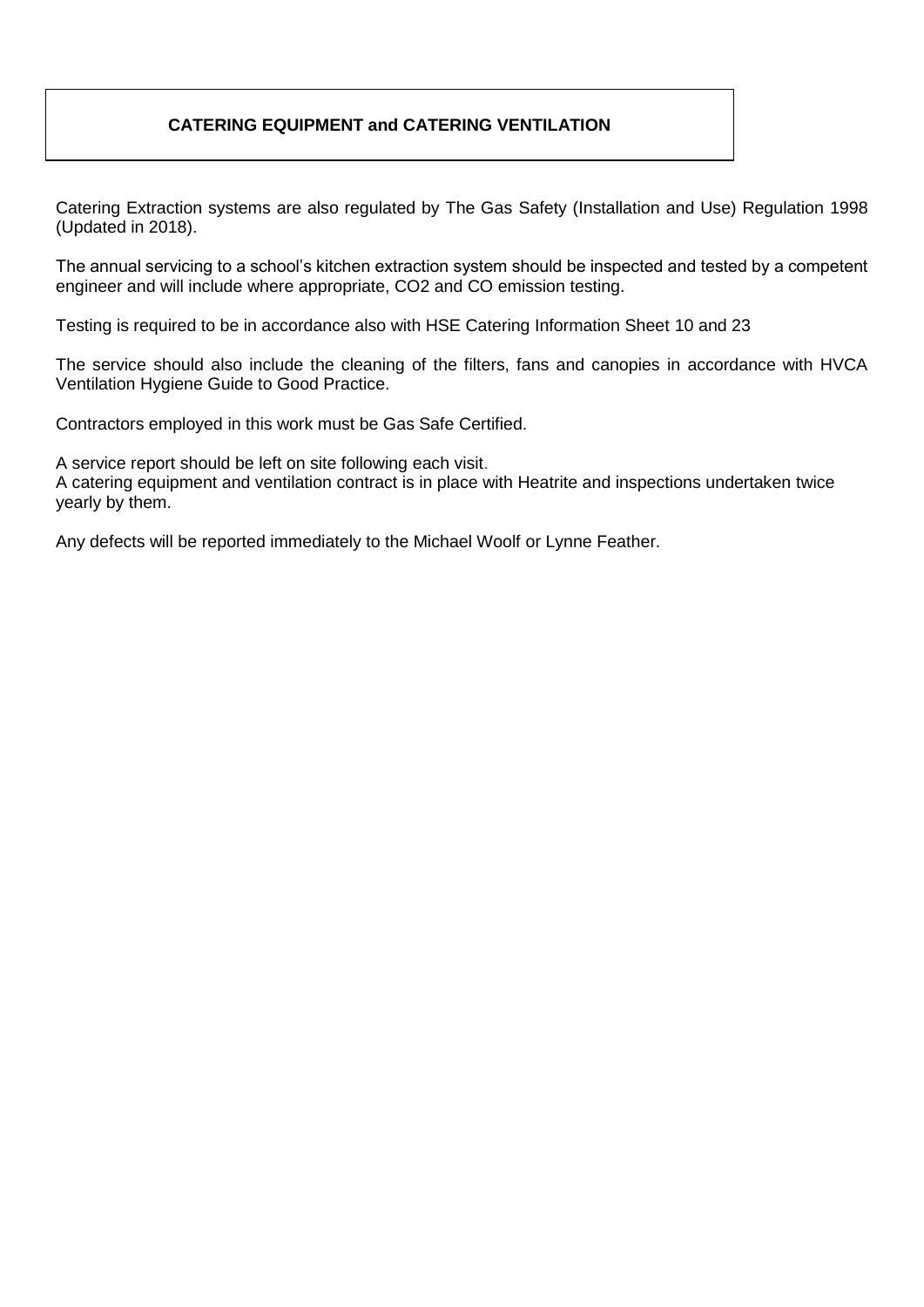## CATERING EQUIPMENT and CATERING VENTILATION

Catering Extraction systems are also regulated by The Gas Safety (Installation and Use) Regulation 1998 (Updated in 2018).

The annual servicing to a school's kitchen extraction system should be inspected and tested by a competent engineer and will include where appropriate, $CO_2$ and CO emission testing.

Testing is required to be in accordance also with HSE Catering Information Sheet 10 and 23

The service should also include the cleaning of the filters, fans and canopies in accordance with HVCA Ventilation Hygiene Guide to Good Practice.

Contractors employed in this work must be Gas Safe Certified.

A service report should be left on site following each visit.
A catering equipment and ventilation contract is in place with Heatrite and inspections undertaken twice yearly by them.

Any defects will be reported immediately to the Michael Woolf or Lynne Feather.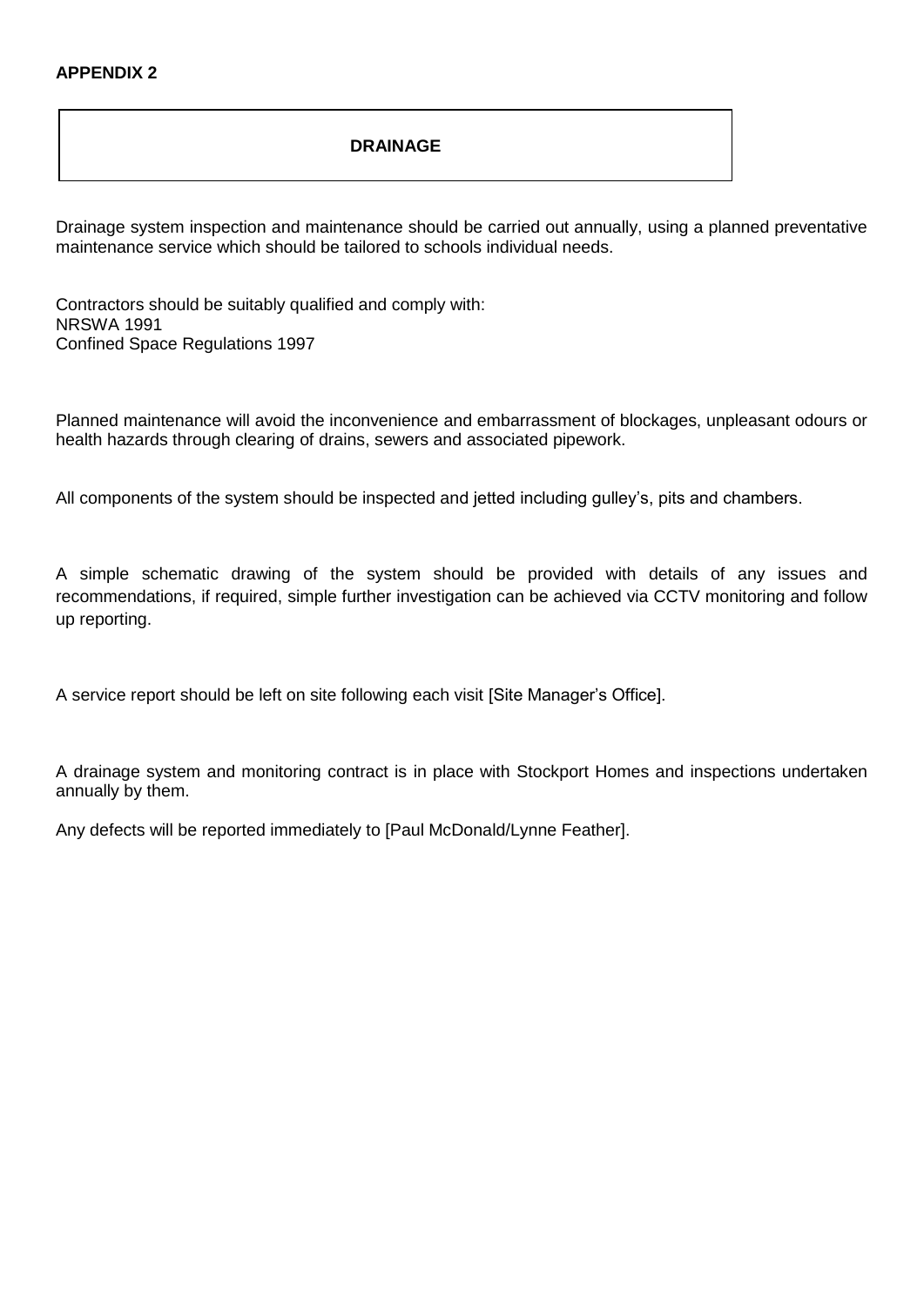**APPENDIX 2**

## DRAINAGE

Drainage system inspection and maintenance should be carried out annually, using a planned preventative maintenance service which should be tailored to schools individual needs.

Contractors should be suitably qualified and comply with:
NRSWA 1991
Confined Space Regulations 1997

Planned maintenance will avoid the inconvenience and embarrassment of blockages, unpleasant odours or health hazards through clearing of drains, sewers and associated pipework.

All components of the system should be inspected and jetted including gulley's, pits and chambers.

A simple schematic drawing of the system should be provided with details of any issues and recommendations, if required, simple further investigation can be achieved via CCTV monitoring and follow up reporting.

A service report should be left on site following each visit [Site Manager's Office].

A drainage system and monitoring contract is in place with Stockport Homes and inspections undertaken annually by them.

Any defects will be reported immediately to [Paul McDonald/Lynne Feather].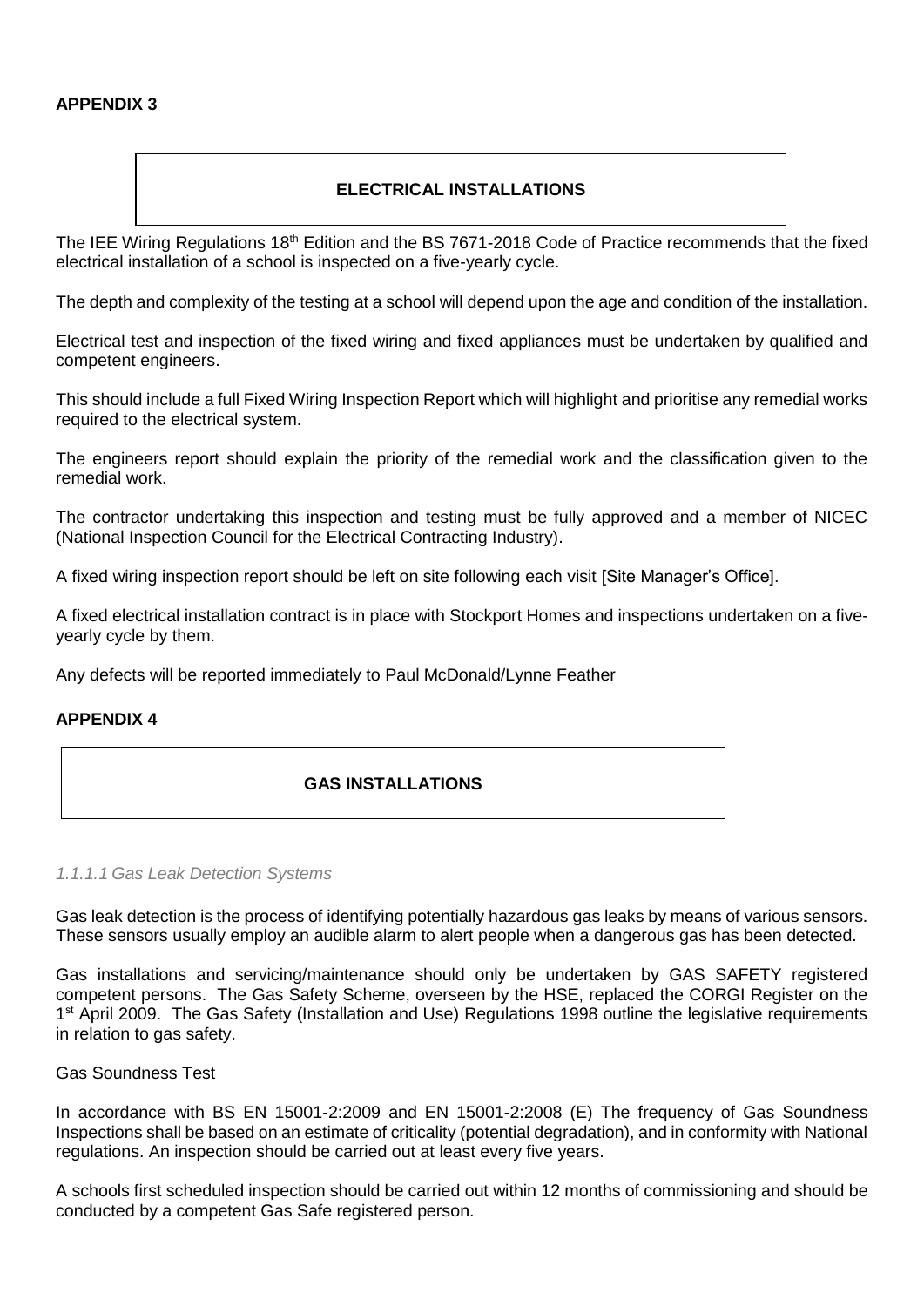**APPENDIX 3**

## ELECTRICAL INSTALLATIONS

The IEE Wiring Regulations 18th Edition and the BS 7671-2018 Code of Practice recommends that the fixed electrical installation of a school is inspected on a five-yearly cycle.

The depth and complexity of the testing at a school will depend upon the age and condition of the installation.

Electrical test and inspection of the fixed wiring and fixed appliances must be undertaken by qualified and competent engineers.

This should include a full Fixed Wiring Inspection Report which will highlight and prioritise any remedial works required to the electrical system.

The engineers report should explain the priority of the remedial work and the classification given to the remedial work.

The contractor undertaking this inspection and testing must be fully approved and a member of NICEC (National Inspection Council for the Electrical Contracting Industry).

A fixed wiring inspection report should be left on site following each visit [Site Manager's Office].

A fixed electrical installation contract is in place with Stockport Homes and inspections undertaken on a five-yearly cycle by them.

Any defects will be reported immediately to Paul McDonald/Lynne Feather

**APPENDIX 4**

## GAS INSTALLATIONS

*1.1.1.1 Gas Leak Detection Systems*

Gas leak detection is the process of identifying potentially hazardous gas leaks by means of various sensors. These sensors usually employ an audible alarm to alert people when a dangerous gas has been detected.

Gas installations and servicing/maintenance should only be undertaken by GAS SAFETY registered competent persons. The Gas Safety Scheme, overseen by the HSE, replaced the CORGI Register on the 1st April 2009. The Gas Safety (Installation and Use) Regulations 1998 outline the legislative requirements in relation to gas safety.

Gas Soundness Test

In accordance with BS EN 15001-2:2009 and EN 15001-2:2008 (E) The frequency of Gas Soundness Inspections shall be based on an estimate of criticality (potential degradation), and in conformity with National regulations. An inspection should be carried out at least every five years.

A schools first scheduled inspection should be carried out within 12 months of commissioning and should be conducted by a competent Gas Safe registered person.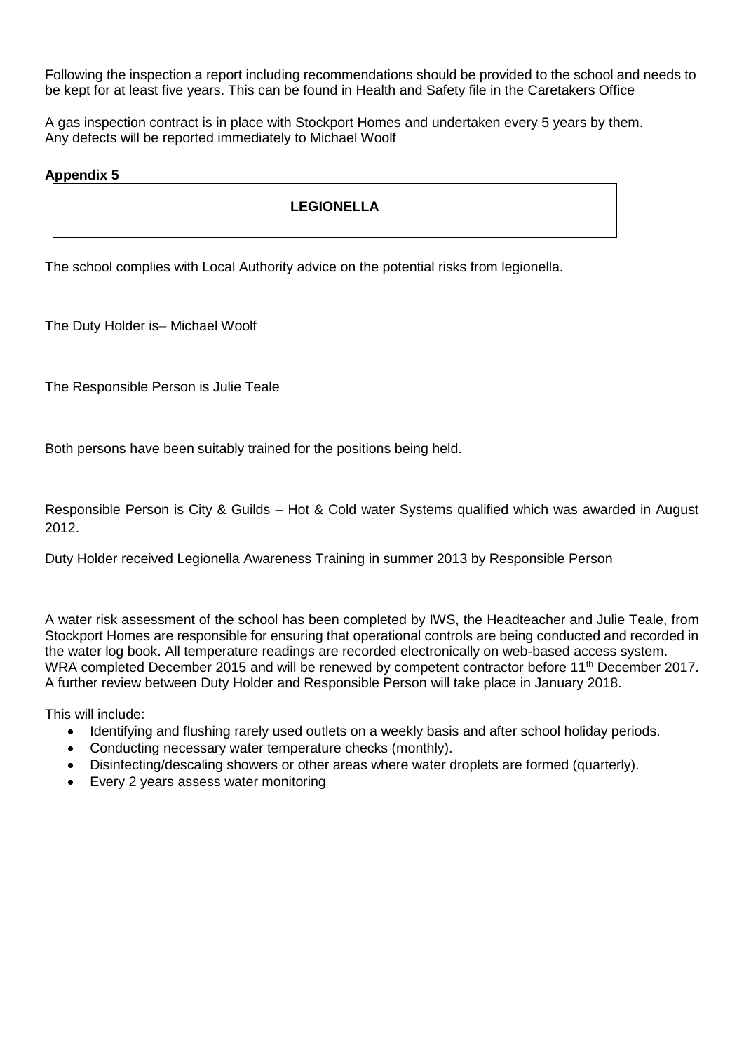Following the inspection a report including recommendations should be provided to the school and needs to be kept for at least five years. This can be found in Health and Safety file in the Caretakers Office

A gas inspection contract is in place with Stockport Homes and undertaken every 5 years by them.
Any defects will be reported immediately to Michael Woolf

**Appendix 5**

## LEGIONELLA

The school complies with Local Authority advice on the potential risks from legionella.

The Duty Holder is– Michael Woolf

The Responsible Person is Julie Teale

Both persons have been suitably trained for the positions being held.

Responsible Person is City & Guilds – Hot & Cold water Systems qualified which was awarded in August 2012.

Duty Holder received Legionella Awareness Training in summer 2013 by Responsible Person

A water risk assessment of the school has been completed by IWS, the Headteacher and Julie Teale, from Stockport Homes are responsible for ensuring that operational controls are being conducted and recorded in the water log book. All temperature readings are recorded electronically on web-based access system. WRA completed December 2015 and will be renewed by competent contractor before 11th December 2017. A further review between Duty Holder and Responsible Person will take place in January 2018.

This will include:

- Identifying and flushing rarely used outlets on a weekly basis and after school holiday periods.
- Conducting necessary water temperature checks (monthly).
- Disinfecting/descaling showers or other areas where water droplets are formed (quarterly).
- Every 2 years assess water monitoring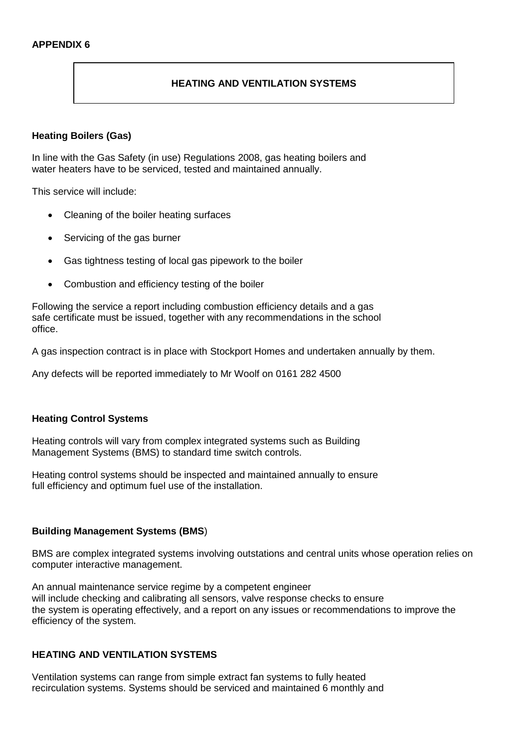**APPENDIX 6**

## HEATING AND VENTILATION SYSTEMS

**Heating Boilers (Gas)**

In line with the Gas Safety (in use) Regulations 2008, gas heating boilers and water heaters have to be serviced, tested and maintained annually.

This service will include:

- Cleaning of the boiler heating surfaces
- Servicing of the gas burner
- Gas tightness testing of local gas pipework to the boiler
- Combustion and efficiency testing of the boiler

Following the service a report including combustion efficiency details and a gas safe certificate must be issued, together with any recommendations in the school office.

A gas inspection contract is in place with Stockport Homes and undertaken annually by them.

Any defects will be reported immediately to Mr Woolf on 0161 282 4500

**Heating Control Systems**

Heating controls will vary from complex integrated systems such as Building Management Systems (BMS) to standard time switch controls.

Heating control systems should be inspected and maintained annually to ensure full efficiency and optimum fuel use of the installation.

**Building Management Systems (BMS**)

BMS are complex integrated systems involving outstations and central units whose operation relies on computer interactive management.

An annual maintenance service regime by a competent engineer will include checking and calibrating all sensors, valve response checks to ensure the system is operating effectively, and a report on any issues or recommendations to improve the efficiency of the system.

**HEATING AND VENTILATION SYSTEMS**

Ventilation systems can range from simple extract fan systems to fully heated recirculation systems. Systems should be serviced and maintained 6 monthly and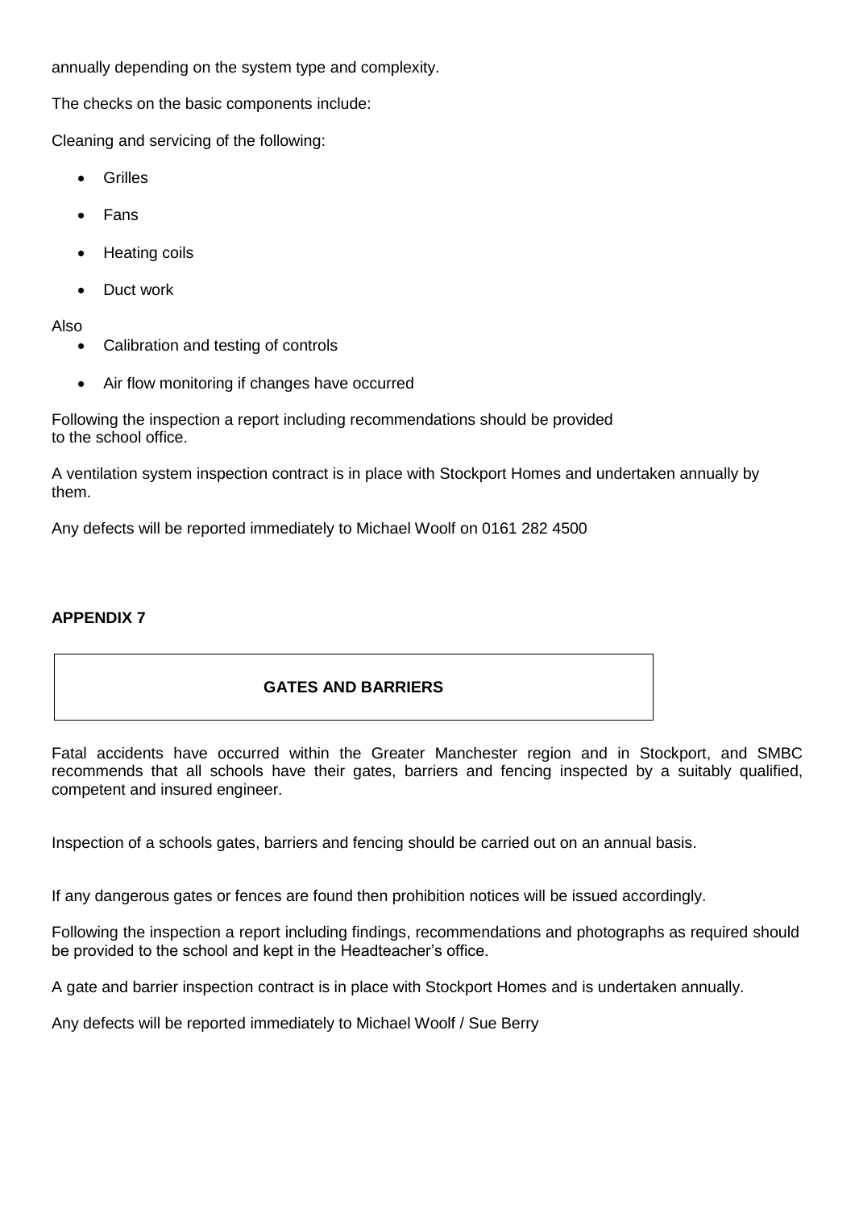annually depending on the system type and complexity.

The checks on the basic components include:

Cleaning and servicing of the following:

- Grilles
- Fans
- Heating coils
- Duct work

Also

- Calibration and testing of controls
- Air flow monitoring if changes have occurred

Following the inspection a report including recommendations should be provided to the school office.

A ventilation system inspection contract is in place with Stockport Homes and undertaken annually by them.

Any defects will be reported immediately to Michael Woolf on 0161 282 4500

**APPENDIX 7**

## GATES AND BARRIERS

Fatal accidents have occurred within the Greater Manchester region and in Stockport, and SMBC recommends that all schools have their gates, barriers and fencing inspected by a suitably qualified, competent and insured engineer.

Inspection of a schools gates, barriers and fencing should be carried out on an annual basis.

If any dangerous gates or fences are found then prohibition notices will be issued accordingly.

Following the inspection a report including findings, recommendations and photographs as required should be provided to the school and kept in the Headteacher's office.

A gate and barrier inspection contract is in place with Stockport Homes and is undertaken annually.

Any defects will be reported immediately to Michael Woolf / Sue Berry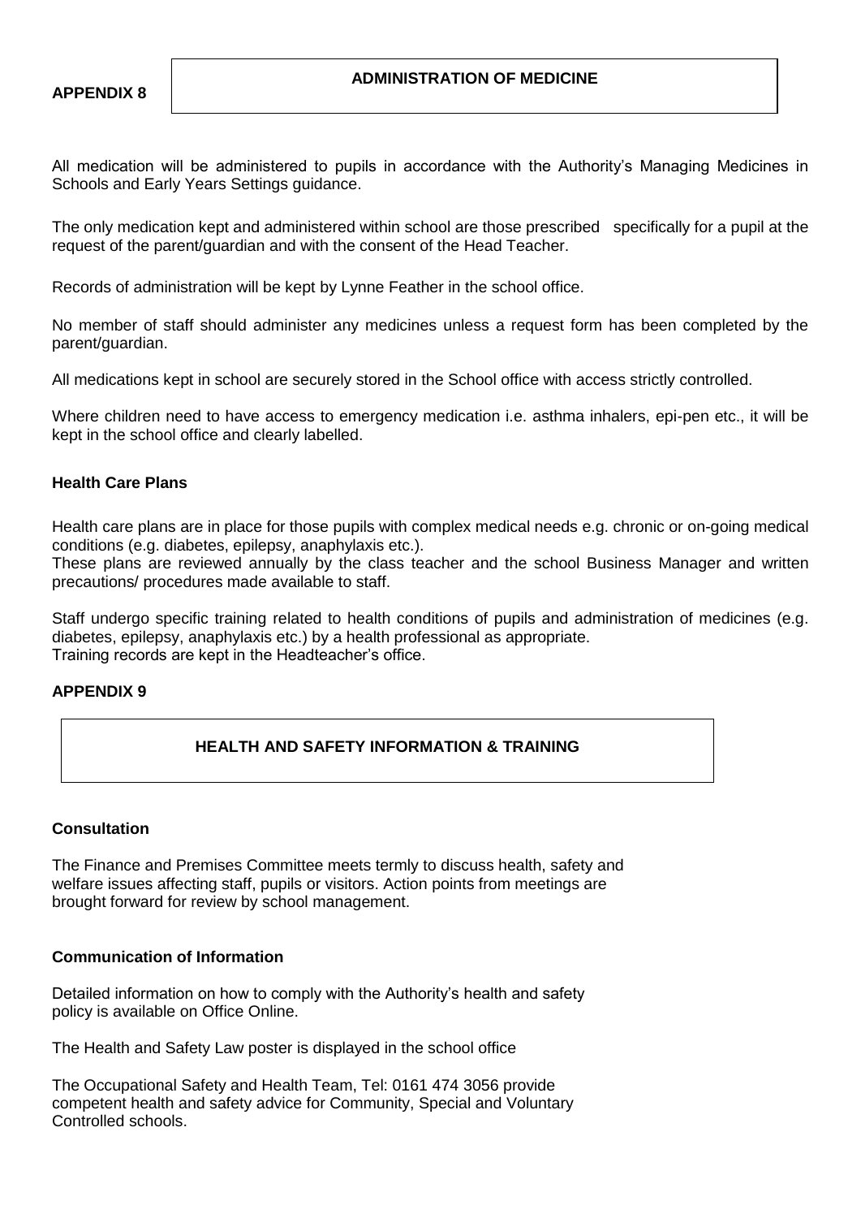**APPENDIX 8**

## ADMINISTRATION OF MEDICINE

All medication will be administered to pupils in accordance with the Authority's Managing Medicines in Schools and Early Years Settings guidance.

The only medication kept and administered within school are those prescribed specifically for a pupil at the request of the parent/guardian and with the consent of the Head Teacher.

Records of administration will be kept by Lynne Feather in the school office.

No member of staff should administer any medicines unless a request form has been completed by the parent/guardian.

All medications kept in school are securely stored in the School office with access strictly controlled.

Where children need to have access to emergency medication i.e. asthma inhalers, epi-pen etc., it will be kept in the school office and clearly labelled.

### Health Care Plans

Health care plans are in place for those pupils with complex medical needs e.g. chronic or on-going medical conditions (e.g. diabetes, epilepsy, anaphylaxis etc.).
These plans are reviewed annually by the class teacher and the school Business Manager and written precautions/ procedures made available to staff.

Staff undergo specific training related to health conditions of pupils and administration of medicines (e.g. diabetes, epilepsy, anaphylaxis etc.) by a health professional as appropriate.
Training records are kept in the Headteacher's office.

**APPENDIX 9**

## HEALTH AND SAFETY INFORMATION & TRAINING

### Consultation

The Finance and Premises Committee meets termly to discuss health, safety and welfare issues affecting staff, pupils or visitors. Action points from meetings are brought forward for review by school management.

### Communication of Information

Detailed information on how to comply with the Authority's health and safety policy is available on Office Online.

The Health and Safety Law poster is displayed in the school office

The Occupational Safety and Health Team, Tel: 0161 474 3056 provide competent health and safety advice for Community, Special and Voluntary Controlled schools.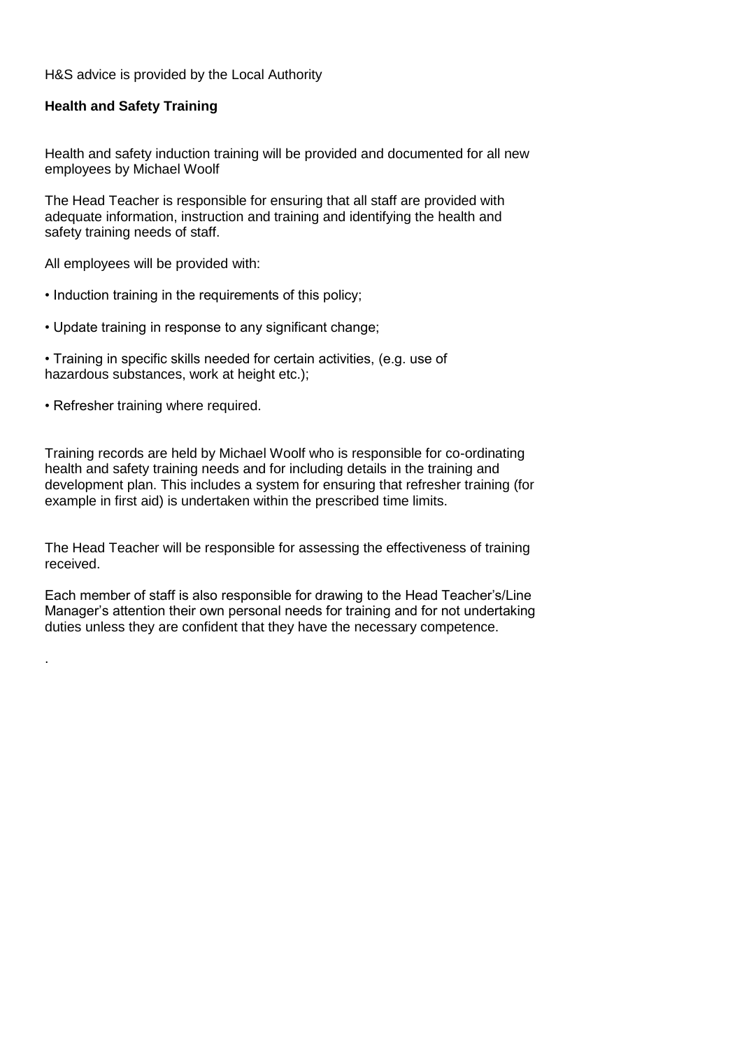H&S advice is provided by the Local Authority

**Health and Safety Training**

Health and safety induction training will be provided and documented for all new employees by Michael Woolf

The Head Teacher is responsible for ensuring that all staff are provided with adequate information, instruction and training and identifying the health and safety training needs of staff.

All employees will be provided with:

- Induction training in the requirements of this policy;
- Update training in response to any significant change;
- Training in specific skills needed for certain activities, (e.g. use of hazardous substances, work at height etc.);
- Refresher training where required.

Training records are held by Michael Woolf who is responsible for co-ordinating health and safety training needs and for including details in the training and development plan. This includes a system for ensuring that refresher training (for example in first aid) is undertaken within the prescribed time limits.

The Head Teacher will be responsible for assessing the effectiveness of training received.

Each member of staff is also responsible for drawing to the Head Teacher's/Line Manager's attention their own personal needs for training and for not undertaking duties unless they are confident that they have the necessary competence.

.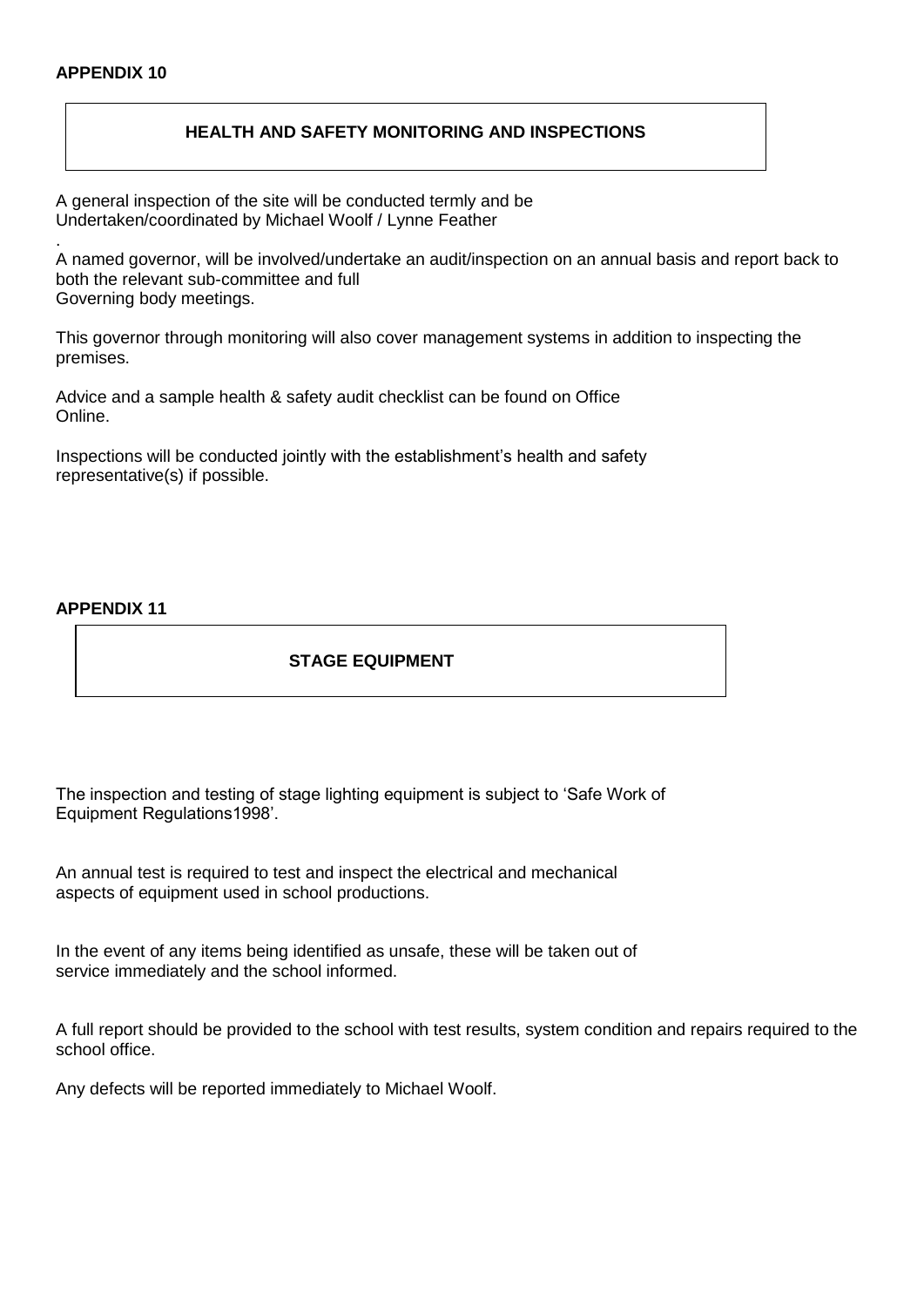**APPENDIX 10**

## HEALTH AND SAFETY MONITORING AND INSPECTIONS

A general inspection of the site will be conducted termly and be Undertaken/coordinated by Michael Woolf / Lynne Feather

.

A named governor, will be involved/undertake an audit/inspection on an annual basis and report back to both the relevant sub-committee and full Governing body meetings.

This governor through monitoring will also cover management systems in addition to inspecting the premises.

Advice and a sample health & safety audit checklist can be found on Office Online.

Inspections will be conducted jointly with the establishment's health and safety representative(s) if possible.

**APPENDIX 11**

## STAGE EQUIPMENT

The inspection and testing of stage lighting equipment is subject to 'Safe Work of Equipment Regulations1998'.

An annual test is required to test and inspect the electrical and mechanical aspects of equipment used in school productions.

In the event of any items being identified as unsafe, these will be taken out of service immediately and the school informed.

A full report should be provided to the school with test results, system condition and repairs required to the school office.

Any defects will be reported immediately to Michael Woolf.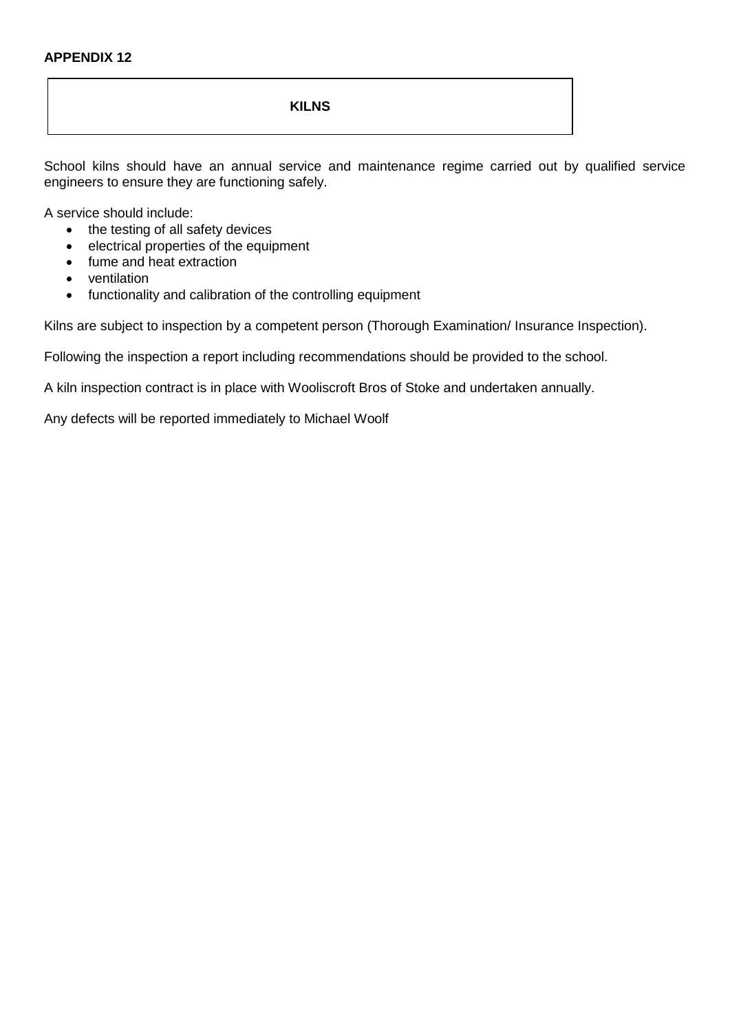**APPENDIX 12**

## KILNS

School kilns should have an annual service and maintenance regime carried out by qualified service engineers to ensure they are functioning safely.

A service should include:

- the testing of all safety devices
- electrical properties of the equipment
- fume and heat extraction
- ventilation
- functionality and calibration of the controlling equipment

Kilns are subject to inspection by a competent person (Thorough Examination/ Insurance Inspection).

Following the inspection a report including recommendations should be provided to the school.

A kiln inspection contract is in place with Wooliscroft Bros of Stoke and undertaken annually.

Any defects will be reported immediately to Michael Woolf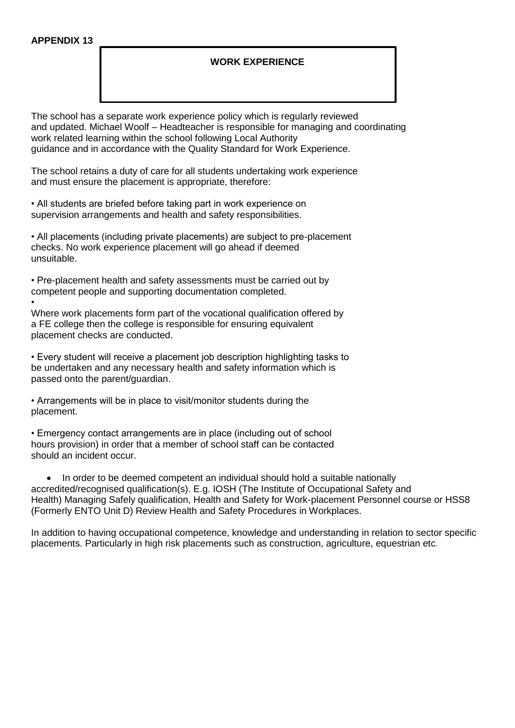**APPENDIX 13**

## WORK EXPERIENCE

The school has a separate work experience policy which is regularly reviewed and updated. Michael Woolf – Headteacher is responsible for managing and coordinating work related learning within the school following Local Authority guidance and in accordance with the Quality Standard for Work Experience.

The school retains a duty of care for all students undertaking work experience and must ensure the placement is appropriate, therefore:

• All students are briefed before taking part in work experience on supervision arrangements and health and safety responsibilities.

• All placements (including private placements) are subject to pre-placement checks. No work experience placement will go ahead if deemed unsuitable.

• Pre-placement health and safety assessments must be carried out by competent people and supporting documentation completed.

•
Where work placements form part of the vocational qualification offered by a FE college then the college is responsible for ensuring equivalent placement checks are conducted.

• Every student will receive a placement job description highlighting tasks to be undertaken and any necessary health and safety information which is passed onto the parent/guardian.

• Arrangements will be in place to visit/monitor students during the placement.

• Emergency contact arrangements are in place (including out of school hours provision) in order that a member of school staff can be contacted should an incident occur.

- In order to be deemed competent an individual should hold a suitable nationally accredited/recognised qualification(s). E.g. IOSH (The Institute of Occupational Safety and Health) Managing Safely qualification, Health and Safety for Work-placement Personnel course or HSS8 (Formerly ENTO Unit D) Review Health and Safety Procedures in Workplaces.

In addition to having occupational competence, knowledge and understanding in relation to sector specific placements. Particularly in high risk placements such as construction, agriculture, equestrian etc.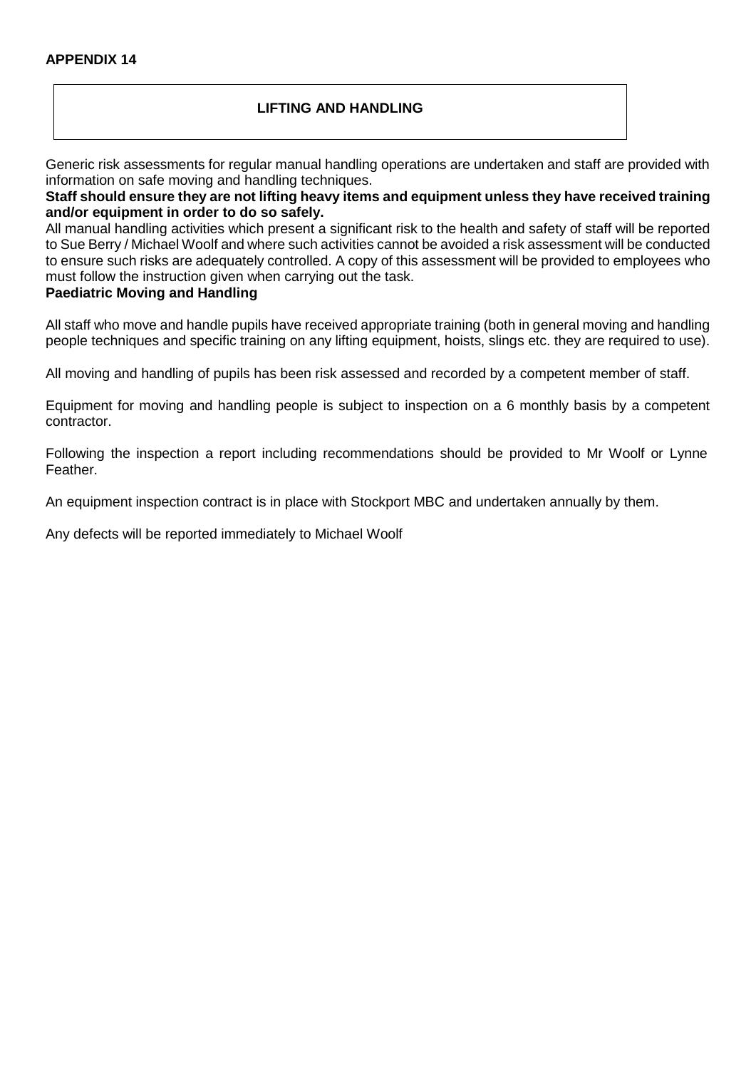**APPENDIX 14**

## LIFTING AND HANDLING

Generic risk assessments for regular manual handling operations are undertaken and staff are provided with information on safe moving and handling techniques.

**Staff should ensure they are not lifting heavy items and equipment unless they have received training and/or equipment in order to do so safely.**

All manual handling activities which present a significant risk to the health and safety of staff will be reported to Sue Berry / Michael Woolf and where such activities cannot be avoided a risk assessment will be conducted to ensure such risks are adequately controlled. A copy of this assessment will be provided to employees who must follow the instruction given when carrying out the task.

**Paediatric Moving and Handling**

All staff who move and handle pupils have received appropriate training (both in general moving and handling people techniques and specific training on any lifting equipment, hoists, slings etc. they are required to use).

All moving and handling of pupils has been risk assessed and recorded by a competent member of staff.

Equipment for moving and handling people is subject to inspection on a 6 monthly basis by a competent contractor.

Following the inspection a report including recommendations should be provided to Mr Woolf or Lynne Feather.

An equipment inspection contract is in place with Stockport MBC and undertaken annually by them.

Any defects will be reported immediately to Michael Woolf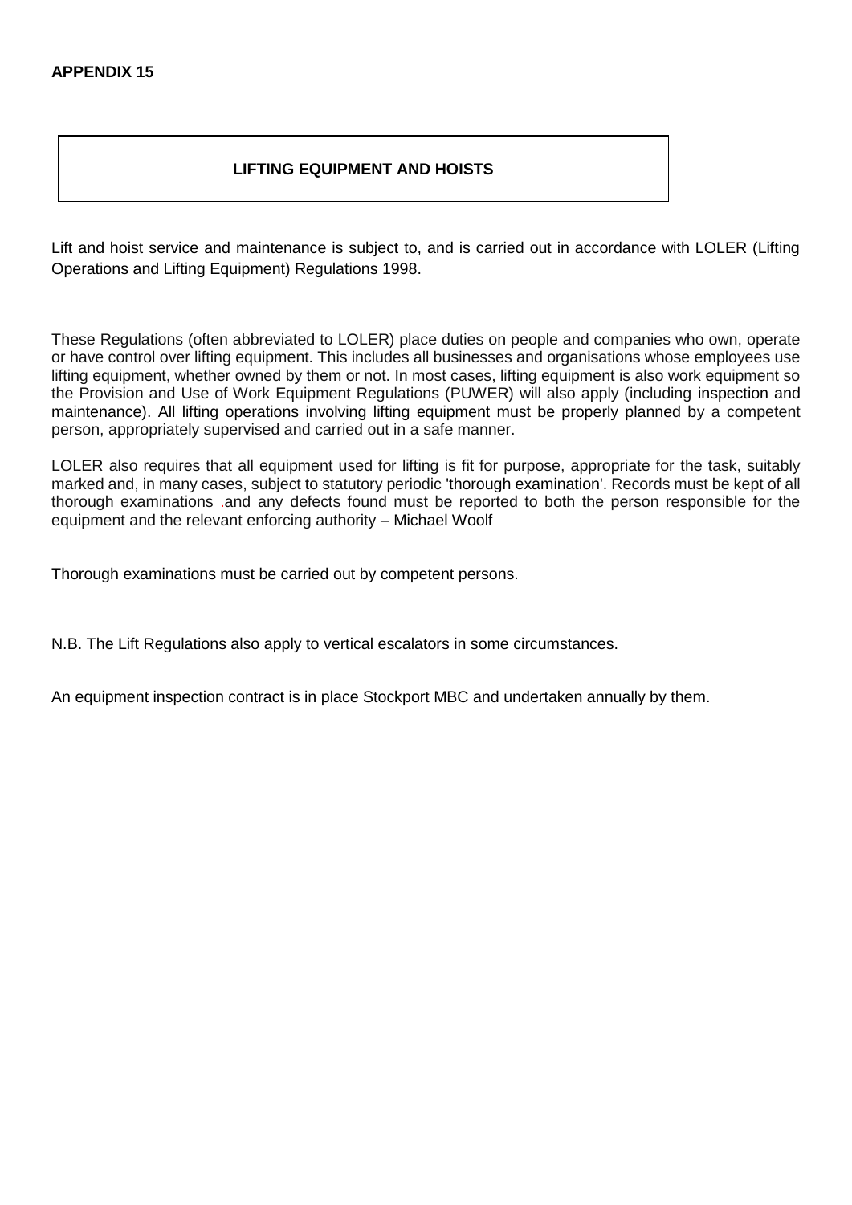**APPENDIX 15**

## LIFTING EQUIPMENT AND HOISTS

Lift and hoist service and maintenance is subject to, and is carried out in accordance with LOLER (Lifting Operations and Lifting Equipment) Regulations 1998.

These Regulations (often abbreviated to LOLER) place duties on people and companies who own, operate or have control over lifting equipment. This includes all businesses and organisations whose employees use lifting equipment, whether owned by them or not. In most cases, lifting equipment is also work equipment so the Provision and Use of Work Equipment Regulations (PUWER) will also apply (including inspection and maintenance). All lifting operations involving lifting equipment must be properly planned by a competent person, appropriately supervised and carried out in a safe manner.

LOLER also requires that all equipment used for lifting is fit for purpose, appropriate for the task, suitably marked and, in many cases, subject to statutory periodic 'thorough examination'. Records must be kept of all thorough examinations .and any defects found must be reported to both the person responsible for the equipment and the relevant enforcing authority – Michael Woolf

Thorough examinations must be carried out by competent persons.

N.B. The Lift Regulations also apply to vertical escalators in some circumstances.

An equipment inspection contract is in place Stockport MBC and undertaken annually by them.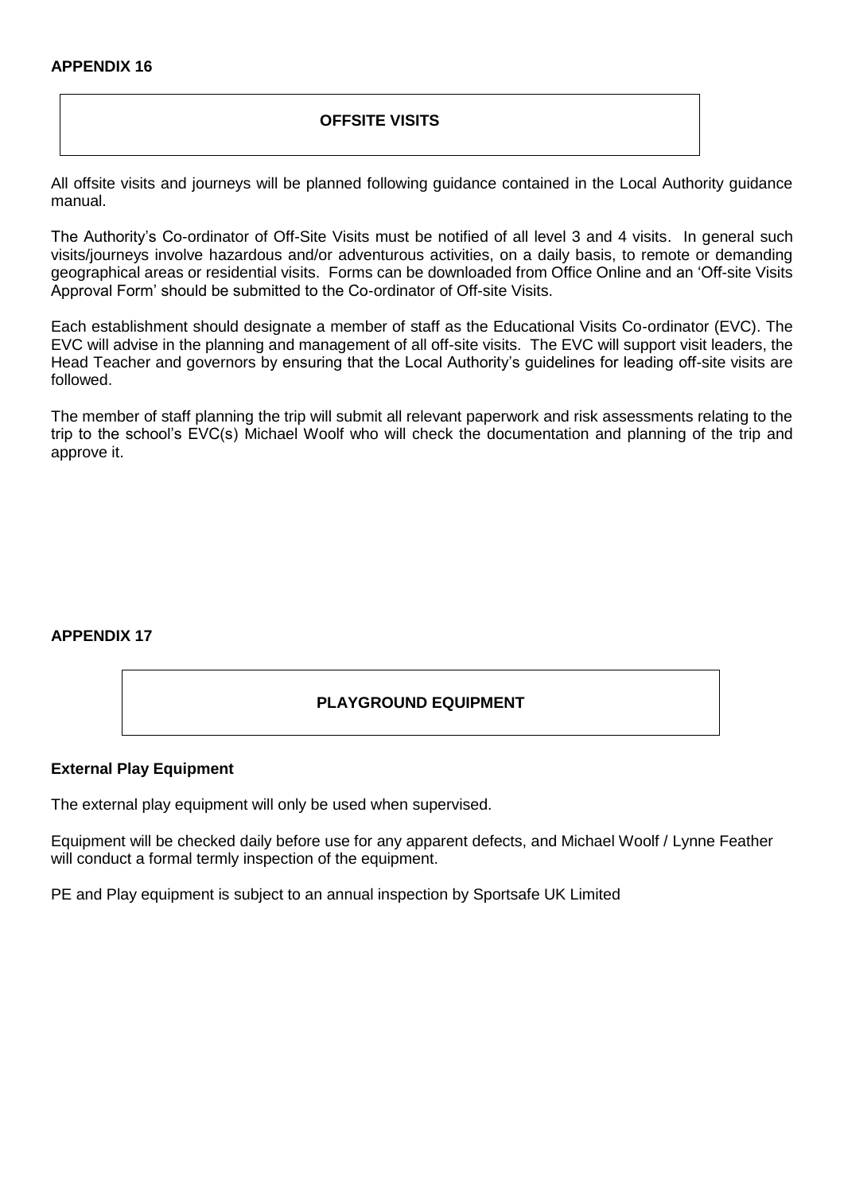**APPENDIX 16**

## OFFSITE VISITS

All offsite visits and journeys will be planned following guidance contained in the Local Authority guidance manual.

The Authority's Co-ordinator of Off-Site Visits must be notified of all level 3 and 4 visits. In general such visits/journeys involve hazardous and/or adventurous activities, on a daily basis, to remote or demanding geographical areas or residential visits. Forms can be downloaded from Office Online and an 'Off-site Visits Approval Form' should be submitted to the Co-ordinator of Off-site Visits.

Each establishment should designate a member of staff as the Educational Visits Co-ordinator (EVC). The EVC will advise in the planning and management of all off-site visits. The EVC will support visit leaders, the Head Teacher and governors by ensuring that the Local Authority's guidelines for leading off-site visits are followed.

The member of staff planning the trip will submit all relevant paperwork and risk assessments relating to the trip to the school's EVC(s) Michael Woolf who will check the documentation and planning of the trip and approve it.

**APPENDIX 17**

## PLAYGROUND EQUIPMENT

**External Play Equipment**

The external play equipment will only be used when supervised.

Equipment will be checked daily before use for any apparent defects, and Michael Woolf / Lynne Feather will conduct a formal termly inspection of the equipment.

PE and Play equipment is subject to an annual inspection by Sportsafe UK Limited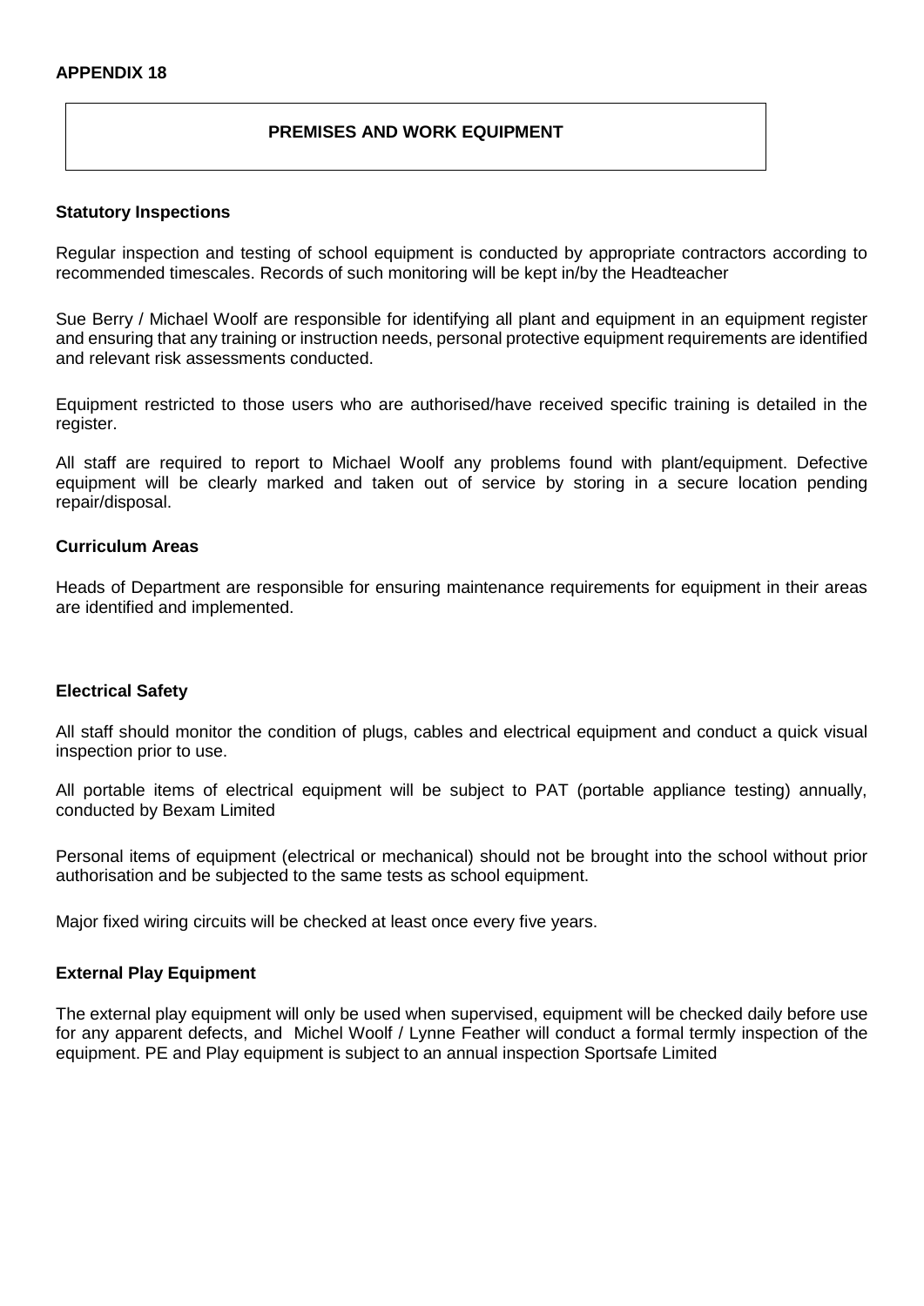**APPENDIX 18**

## PREMISES AND WORK EQUIPMENT

### Statutory Inspections

Regular inspection and testing of school equipment is conducted by appropriate contractors according to recommended timescales. Records of such monitoring will be kept in/by the Headteacher

Sue Berry / Michael Woolf are responsible for identifying all plant and equipment in an equipment register and ensuring that any training or instruction needs, personal protective equipment requirements are identified and relevant risk assessments conducted.

Equipment restricted to those users who are authorised/have received specific training is detailed in the register.

All staff are required to report to Michael Woolf any problems found with plant/equipment. Defective equipment will be clearly marked and taken out of service by storing in a secure location pending repair/disposal.

### Curriculum Areas

Heads of Department are responsible for ensuring maintenance requirements for equipment in their areas are identified and implemented.

### Electrical Safety

All staff should monitor the condition of plugs, cables and electrical equipment and conduct a quick visual inspection prior to use.

All portable items of electrical equipment will be subject to PAT (portable appliance testing) annually, conducted by Bexam Limited

Personal items of equipment (electrical or mechanical) should not be brought into the school without prior authorisation and be subjected to the same tests as school equipment.

Major fixed wiring circuits will be checked at least once every five years.

### External Play Equipment

The external play equipment will only be used when supervised, equipment will be checked daily before use for any apparent defects, and Michel Woolf / Lynne Feather will conduct a formal termly inspection of the equipment. PE and Play equipment is subject to an annual inspection Sportsafe Limited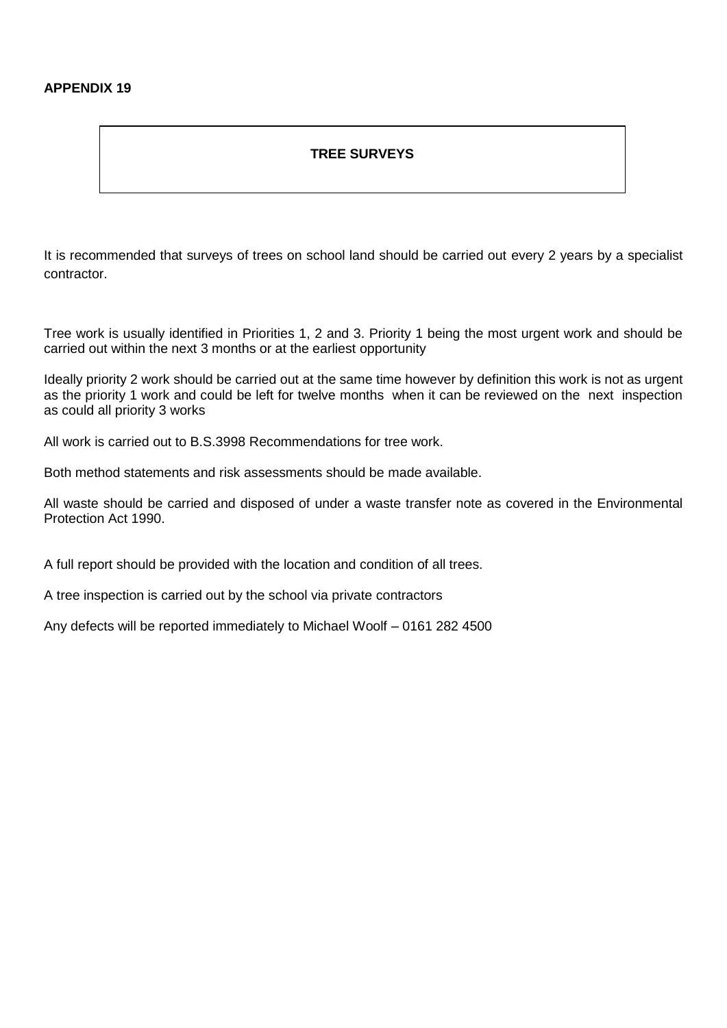**APPENDIX 19**

## TREE SURVEYS

It is recommended that surveys of trees on school land should be carried out every 2 years by a specialist contractor.

Tree work is usually identified in Priorities 1, 2 and 3. Priority 1 being the most urgent work and should be carried out within the next 3 months or at the earliest opportunity

Ideally priority 2 work should be carried out at the same time however by definition this work is not as urgent as the priority 1 work and could be left for twelve months when it can be reviewed on the next inspection as could all priority 3 works

All work is carried out to B.S.3998 Recommendations for tree work.

Both method statements and risk assessments should be made available.

All waste should be carried and disposed of under a waste transfer note as covered in the Environmental Protection Act 1990.

A full report should be provided with the location and condition of all trees.

A tree inspection is carried out by the school via private contractors

Any defects will be reported immediately to Michael Woolf – 0161 282 4500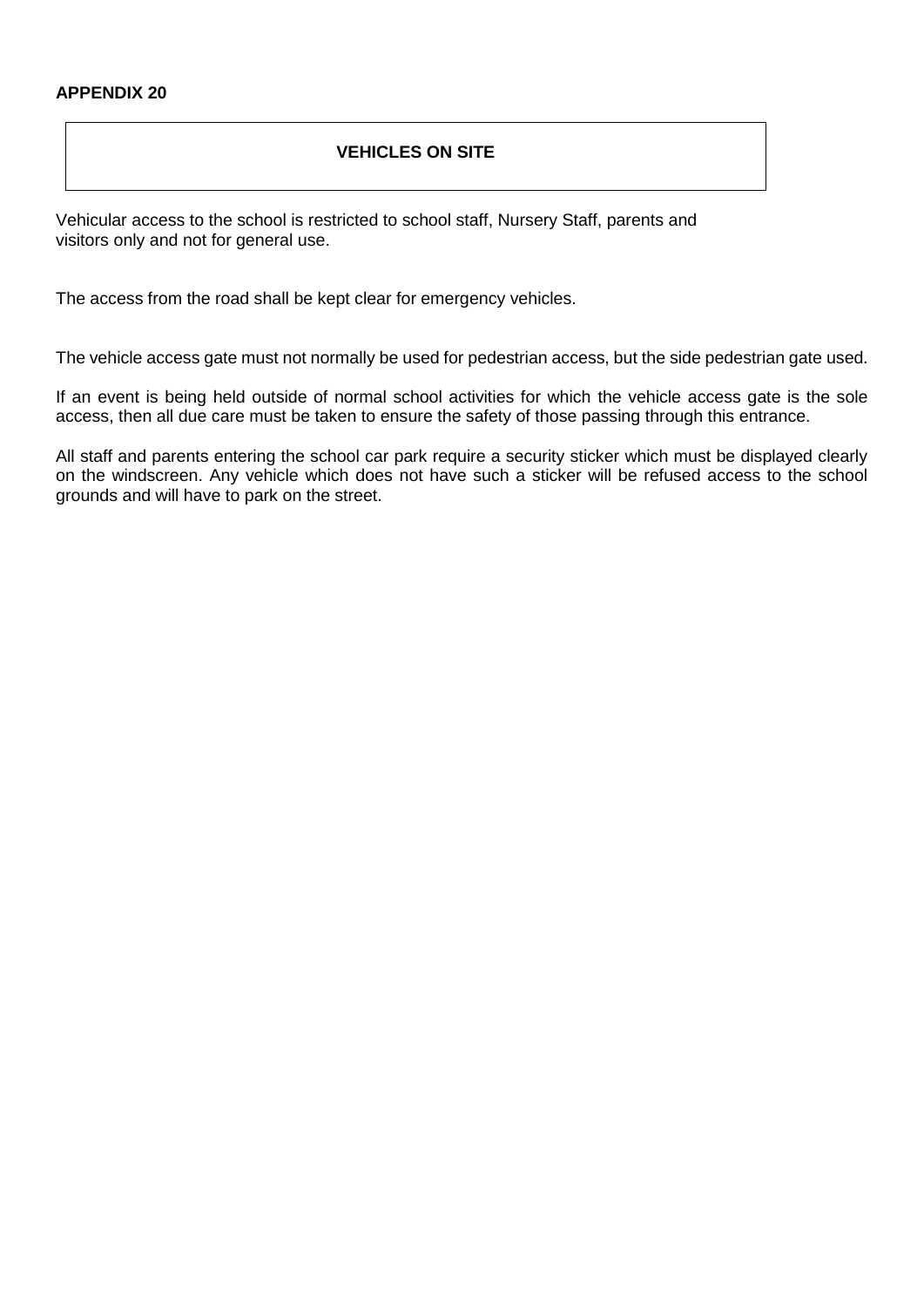**APPENDIX 20**

## VEHICLES ON SITE

Vehicular access to the school is restricted to school staff, Nursery Staff, parents and visitors only and not for general use.

The access from the road shall be kept clear for emergency vehicles.

The vehicle access gate must not normally be used for pedestrian access, but the side pedestrian gate used.

If an event is being held outside of normal school activities for which the vehicle access gate is the sole access, then all due care must be taken to ensure the safety of those passing through this entrance.

All staff and parents entering the school car park require a security sticker which must be displayed clearly on the windscreen. Any vehicle which does not have such a sticker will be refused access to the school grounds and will have to park on the street.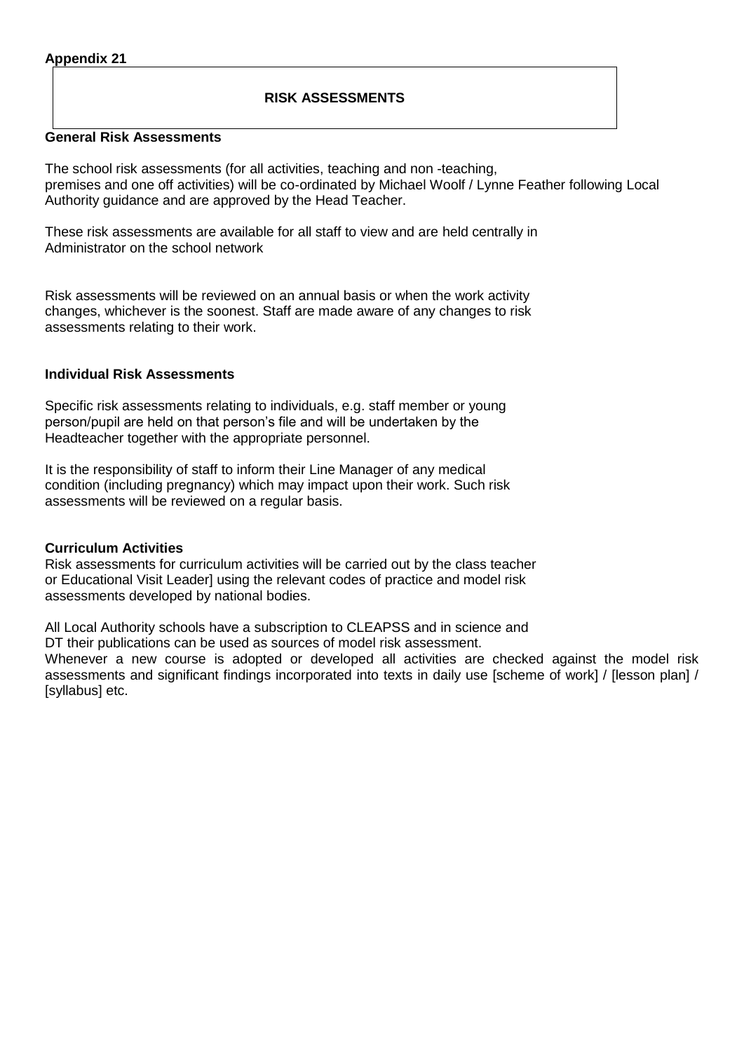**Appendix 21**

## RISK ASSESSMENTS

**General Risk Assessments**

The school risk assessments (for all activities, teaching and non -teaching, premises and one off activities) will be co-ordinated by Michael Woolf / Lynne Feather following Local Authority guidance and are approved by the Head Teacher.

These risk assessments are available for all staff to view and are held centrally in Administrator on the school network

Risk assessments will be reviewed on an annual basis or when the work activity changes, whichever is the soonest. Staff are made aware of any changes to risk assessments relating to their work.

**Individual Risk Assessments**

Specific risk assessments relating to individuals, e.g. staff member or young person/pupil are held on that person's file and will be undertaken by the Headteacher together with the appropriate personnel.

It is the responsibility of staff to inform their Line Manager of any medical condition (including pregnancy) which may impact upon their work. Such risk assessments will be reviewed on a regular basis.

**Curriculum Activities**

Risk assessments for curriculum activities will be carried out by the class teacher or Educational Visit Leader] using the relevant codes of practice and model risk assessments developed by national bodies.

All Local Authority schools have a subscription to CLEAPSS and in science and DT their publications can be used as sources of model risk assessment.
Whenever a new course is adopted or developed all activities are checked against the model risk assessments and significant findings incorporated into texts in daily use [scheme of work] / [lesson plan] / [syllabus] etc.